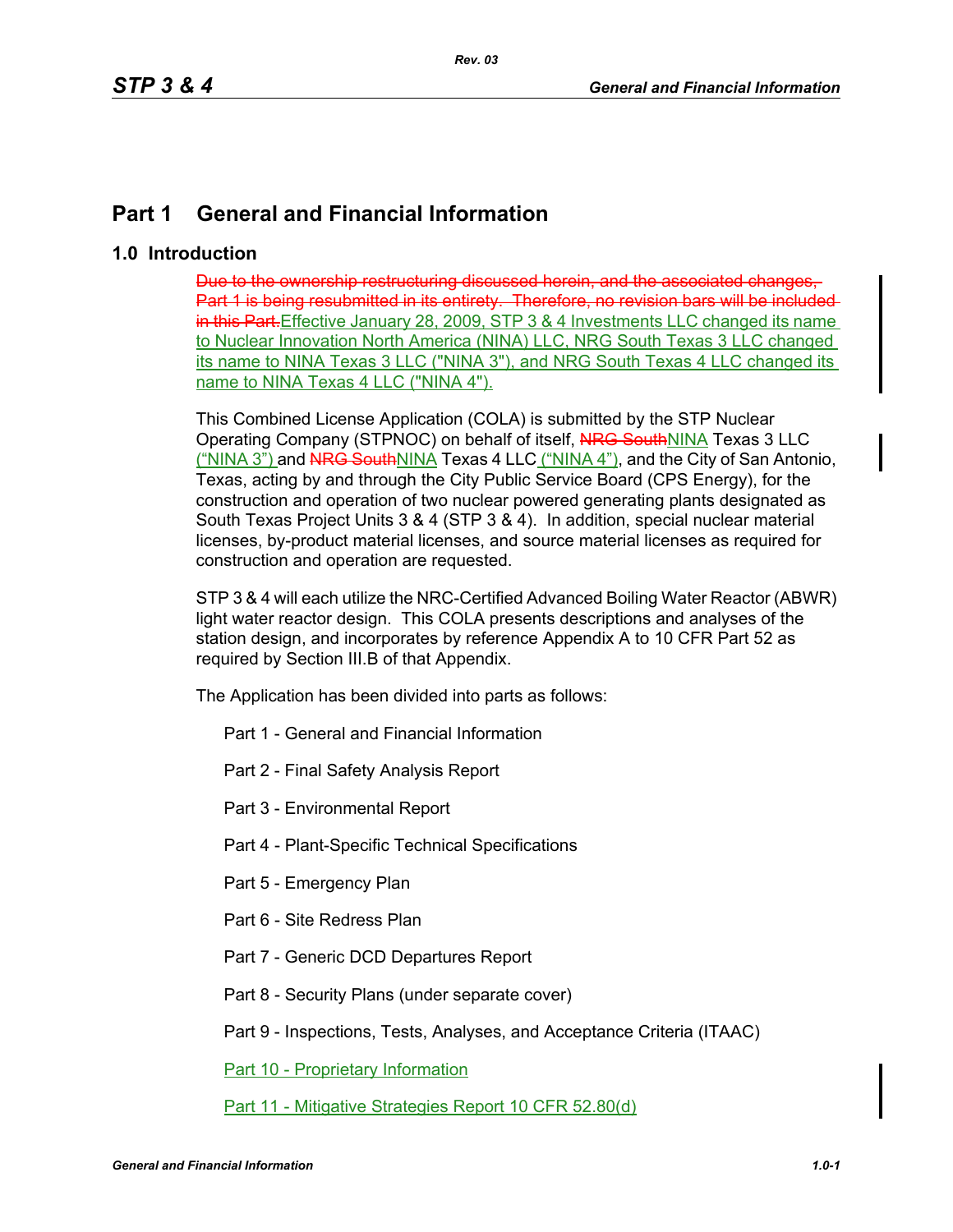# Part 1 General and Financial Information

## 1.0 Introduction

~~Due to the ownership restructuring discussed herein, and the associated changes, Part 1 is being resubmitted in its entirety. Therefore, no revision bars will be included in this Part.~~Effective January 28, 2009, STP 3 & 4 Investments LLC changed its name to Nuclear Innovation North America (NINA) LLC, NRG South Texas 3 LLC changed its name to NINA Texas 3 LLC ("NINA 3"), and NRG South Texas 4 LLC changed its name to NINA Texas 4 LLC ("NINA 4").

This Combined License Application (COLA) is submitted by the STP Nuclear Operating Company (STPNOC) on behalf of itself, ~~NRG South~~NINA Texas 3 LLC ("NINA 3") and ~~NRG South~~NINA Texas 4 LLC ("NINA 4"), and the City of San Antonio, Texas, acting by and through the City Public Service Board (CPS Energy), for the construction and operation of two nuclear powered generating plants designated as South Texas Project Units 3 & 4 (STP 3 & 4). In addition, special nuclear material licenses, by-product material licenses, and source material licenses as required for construction and operation are requested.

STP 3 & 4 will each utilize the NRC-Certified Advanced Boiling Water Reactor (ABWR) light water reactor design. This COLA presents descriptions and analyses of the station design, and incorporates by reference Appendix A to 10 CFR Part 52 as required by Section III.B of that Appendix.

The Application has been divided into parts as follows:

- Part 1 - General and Financial Information
- Part 2 - Final Safety Analysis Report
- Part 3 - Environmental Report
- Part 4 - Plant-Specific Technical Specifications
- Part 5 - Emergency Plan
- Part 6 - Site Redress Plan
- Part 7 - Generic DCD Departures Report
- Part 8 - Security Plans (under separate cover)
- Part 9 - Inspections, Tests, Analyses, and Acceptance Criteria (ITAAC)
- Part 10 - Proprietary Information
- Part 11 - Mitigative Strategies Report 10 CFR 52.80(d)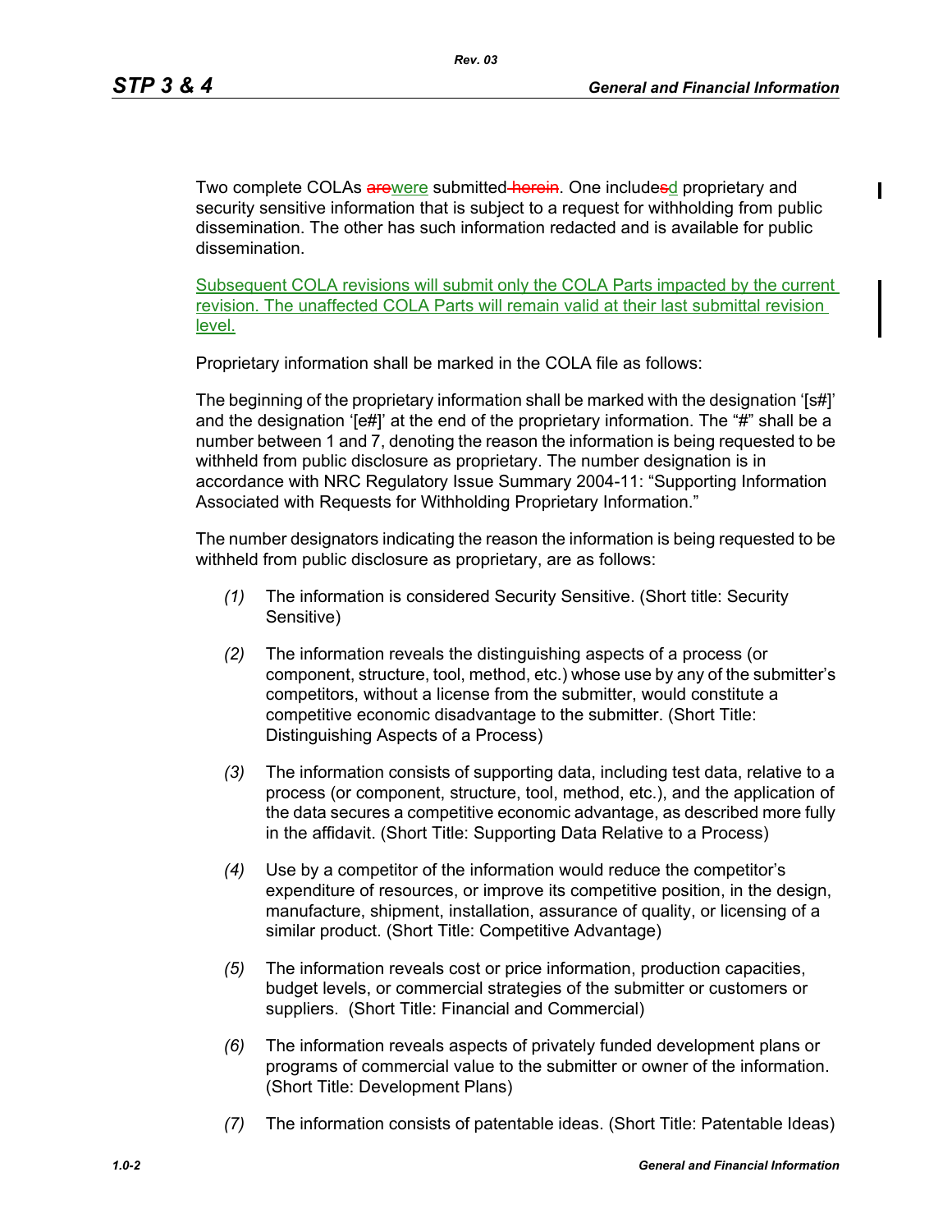Two complete COLAs ~~are~~were submitted~~ herein~~. One include~~s~~d proprietary and security sensitive information that is subject to a request for withholding from public dissemination. The other has such information redacted and is available for public dissemination.

Subsequent COLA revisions will submit only the COLA Parts impacted by the current revision. The unaffected COLA Parts will remain valid at their last submittal revision level.

Proprietary information shall be marked in the COLA file as follows:

The beginning of the proprietary information shall be marked with the designation '[s#]' and the designation '[e#]' at the end of the proprietary information. The "#" shall be a number between 1 and 7, denoting the reason the information is being requested to be withheld from public disclosure as proprietary. The number designation is in accordance with NRC Regulatory Issue Summary 2004-11: "Supporting Information Associated with Requests for Withholding Proprietary Information."

The number designators indicating the reason the information is being requested to be withheld from public disclosure as proprietary, are as follows:

*(1)* The information is considered Security Sensitive. (Short title: Security Sensitive)

*(2)* The information reveals the distinguishing aspects of a process (or component, structure, tool, method, etc.) whose use by any of the submitter's competitors, without a license from the submitter, would constitute a competitive economic disadvantage to the submitter. (Short Title: Distinguishing Aspects of a Process)

*(3)* The information consists of supporting data, including test data, relative to a process (or component, structure, tool, method, etc.), and the application of the data secures a competitive economic advantage, as described more fully in the affidavit. (Short Title: Supporting Data Relative to a Process)

*(4)* Use by a competitor of the information would reduce the competitor's expenditure of resources, or improve its competitive position, in the design, manufacture, shipment, installation, assurance of quality, or licensing of a similar product. (Short Title: Competitive Advantage)

*(5)* The information reveals cost or price information, production capacities, budget levels, or commercial strategies of the submitter or customers or suppliers. (Short Title: Financial and Commercial)

*(6)* The information reveals aspects of privately funded development plans or programs of commercial value to the submitter or owner of the information. (Short Title: Development Plans)

*(7)* The information consists of patentable ideas. (Short Title: Patentable Ideas)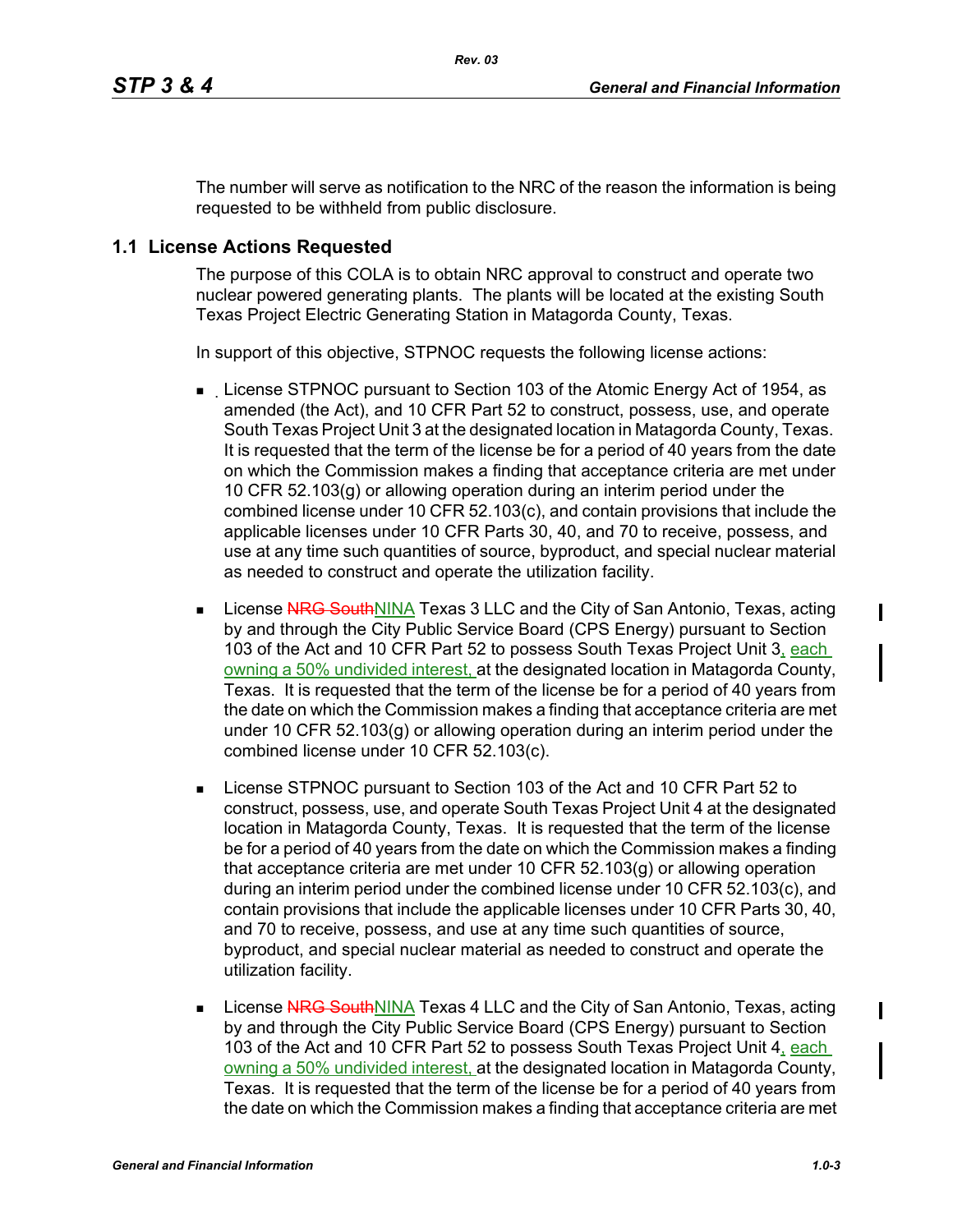The number will serve as notification to the NRC of the reason the information is being requested to be withheld from public disclosure.

## 1.1 License Actions Requested

The purpose of this COLA is to obtain NRC approval to construct and operate two nuclear powered generating plants. The plants will be located at the existing South Texas Project Electric Generating Station in Matagorda County, Texas.

In support of this objective, STPNOC requests the following license actions:

- License STPNOC pursuant to Section 103 of the Atomic Energy Act of 1954, as amended (the Act), and 10 CFR Part 52 to construct, possess, use, and operate South Texas Project Unit 3 at the designated location in Matagorda County, Texas. It is requested that the term of the license be for a period of 40 years from the date on which the Commission makes a finding that acceptance criteria are met under 10 CFR 52.103(g) or allowing operation during an interim period under the combined license under 10 CFR 52.103(c), and contain provisions that include the applicable licenses under 10 CFR Parts 30, 40, and 70 to receive, possess, and use at any time such quantities of source, byproduct, and special nuclear material as needed to construct and operate the utilization facility.

- License ~~NRG South~~NINA Texas 3 LLC and the City of San Antonio, Texas, acting by and through the City Public Service Board (CPS Energy) pursuant to Section 103 of the Act and 10 CFR Part 52 to possess South Texas Project Unit 3, each owning a 50% undivided interest, at the designated location in Matagorda County, Texas. It is requested that the term of the license be for a period of 40 years from the date on which the Commission makes a finding that acceptance criteria are met under 10 CFR 52.103(g) or allowing operation during an interim period under the combined license under 10 CFR 52.103(c).

- License STPNOC pursuant to Section 103 of the Act and 10 CFR Part 52 to construct, possess, use, and operate South Texas Project Unit 4 at the designated location in Matagorda County, Texas. It is requested that the term of the license be for a period of 40 years from the date on which the Commission makes a finding that acceptance criteria are met under 10 CFR 52.103(g) or allowing operation during an interim period under the combined license under 10 CFR 52.103(c), and contain provisions that include the applicable licenses under 10 CFR Parts 30, 40, and 70 to receive, possess, and use at any time such quantities of source, byproduct, and special nuclear material as needed to construct and operate the utilization facility.

- License ~~NRG South~~NINA Texas 4 LLC and the City of San Antonio, Texas, acting by and through the City Public Service Board (CPS Energy) pursuant to Section 103 of the Act and 10 CFR Part 52 to possess South Texas Project Unit 4, each owning a 50% undivided interest, at the designated location in Matagorda County, Texas. It is requested that the term of the license be for a period of 40 years from the date on which the Commission makes a finding that acceptance criteria are met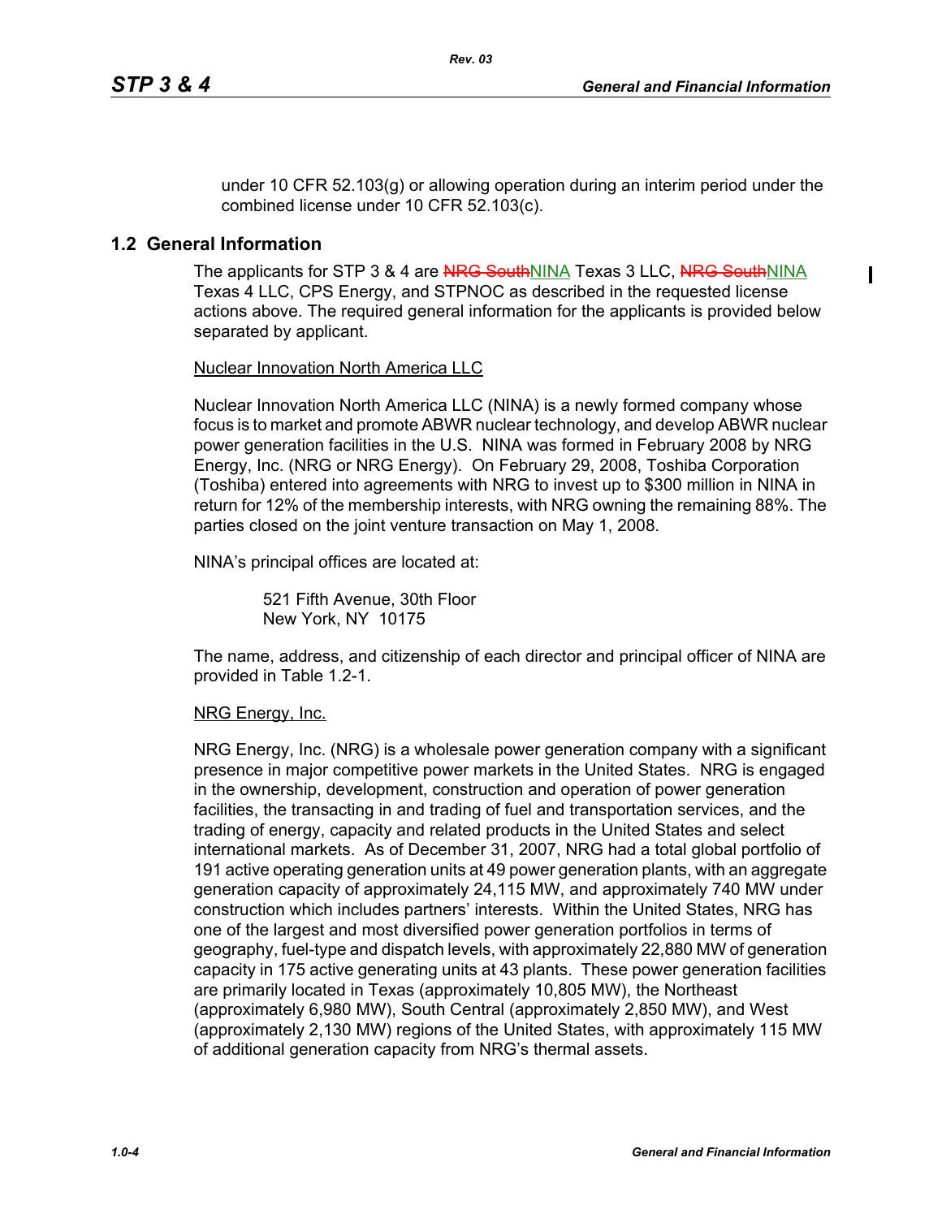under 10 CFR 52.103(g) or allowing operation during an interim period under the combined license under 10 CFR 52.103(c).

## 1.2 General Information

The applicants for STP 3 & 4 are ~~NRG South~~NINA Texas 3 LLC, ~~NRG South~~NINA Texas 4 LLC, CPS Energy, and STPNOC as described in the requested license actions above. The required general information for the applicants is provided below separated by applicant.

Nuclear Innovation North America LLC

Nuclear Innovation North America LLC (NINA) is a newly formed company whose focus is to market and promote ABWR nuclear technology, and develop ABWR nuclear power generation facilities in the U.S. NINA was formed in February 2008 by NRG Energy, Inc. (NRG or NRG Energy). On February 29, 2008, Toshiba Corporation (Toshiba) entered into agreements with NRG to invest up to \$300 million in NINA in return for 12% of the membership interests, with NRG owning the remaining 88%. The parties closed on the joint venture transaction on May 1, 2008.

NINA's principal offices are located at:

> 521 Fifth Avenue, 30th Floor
> New York, NY 10175

The name, address, and citizenship of each director and principal officer of NINA are provided in Table 1.2-1.

NRG Energy, Inc.

NRG Energy, Inc. (NRG) is a wholesale power generation company with a significant presence in major competitive power markets in the United States. NRG is engaged in the ownership, development, construction and operation of power generation facilities, the transacting in and trading of fuel and transportation services, and the trading of energy, capacity and related products in the United States and select international markets. As of December 31, 2007, NRG had a total global portfolio of 191 active operating generation units at 49 power generation plants, with an aggregate generation capacity of approximately 24,115 MW, and approximately 740 MW under construction which includes partners' interests. Within the United States, NRG has one of the largest and most diversified power generation portfolios in terms of geography, fuel-type and dispatch levels, with approximately 22,880 MW of generation capacity in 175 active generating units at 43 plants. These power generation facilities are primarily located in Texas (approximately 10,805 MW), the Northeast (approximately 6,980 MW), South Central (approximately 2,850 MW), and West (approximately 2,130 MW) regions of the United States, with approximately 115 MW of additional generation capacity from NRG's thermal assets.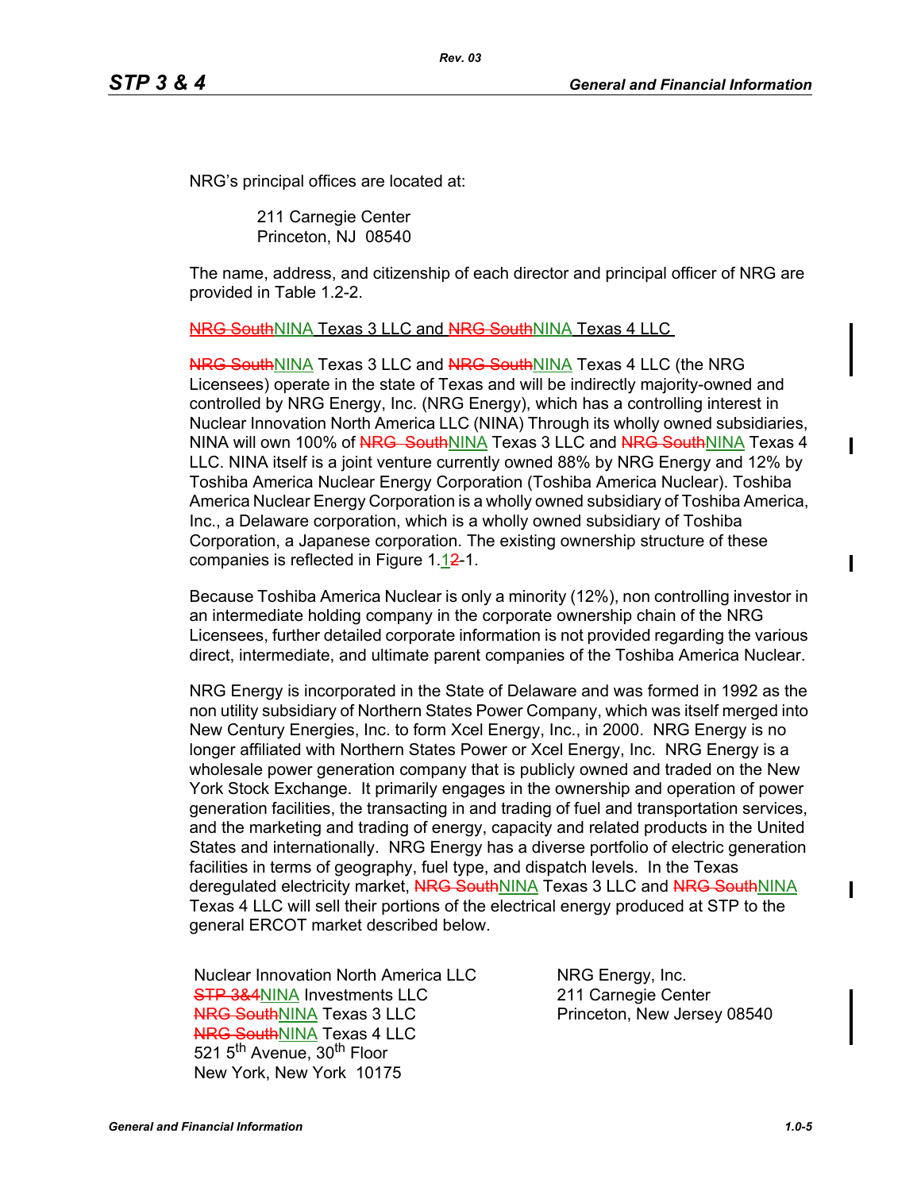NRG's principal offices are located at:

> 211 Carnegie Center
> Princeton, NJ 08540

The name, address, and citizenship of each director and principal officer of NRG are provided in Table 1.2-2.

~~NRG South~~NINA Texas 3 LLC and ~~NRG South~~NINA Texas 4 LLC

~~NRG South~~NINA Texas 3 LLC and ~~NRG South~~NINA Texas 4 LLC (the NRG Licensees) operate in the state of Texas and will be indirectly majority-owned and controlled by NRG Energy, Inc. (NRG Energy), which has a controlling interest in Nuclear Innovation North America LLC (NINA) Through its wholly owned subsidiaries, NINA will own 100% of ~~NRG South~~NINA Texas 3 LLC and ~~NRG South~~NINA Texas 4 LLC. NINA itself is a joint venture currently owned 88% by NRG Energy and 12% by Toshiba America Nuclear Energy Corporation (Toshiba America Nuclear). Toshiba America Nuclear Energy Corporation is a wholly owned subsidiary of Toshiba America, Inc., a Delaware corporation, which is a wholly owned subsidiary of Toshiba Corporation, a Japanese corporation. The existing ownership structure of these companies is reflected in Figure 1.1~~2~~-1.

Because Toshiba America Nuclear is only a minority (12%), non controlling investor in an intermediate holding company in the corporate ownership chain of the NRG Licensees, further detailed corporate information is not provided regarding the various direct, intermediate, and ultimate parent companies of the Toshiba America Nuclear.

NRG Energy is incorporated in the State of Delaware and was formed in 1992 as the non utility subsidiary of Northern States Power Company, which was itself merged into New Century Energies, Inc. to form Xcel Energy, Inc., in 2000. NRG Energy is no longer affiliated with Northern States Power or Xcel Energy, Inc. NRG Energy is a wholesale power generation company that is publicly owned and traded on the New York Stock Exchange. It primarily engages in the ownership and operation of power generation facilities, the transacting in and trading of fuel and transportation services, and the marketing and trading of energy, capacity and related products in the United States and internationally. NRG Energy has a diverse portfolio of electric generation facilities in terms of geography, fuel type, and dispatch levels. In the Texas deregulated electricity market, ~~NRG South~~NINA Texas 3 LLC and ~~NRG South~~NINA Texas 4 LLC will sell their portions of the electrical energy produced at STP to the general ERCOT market described below.

Nuclear Innovation North America LLC
~~STP 3&4~~NINA Investments LLC
~~NRG South~~NINA Texas 3 LLC
~~NRG South~~NINA Texas 4 LLC
521 5th Avenue, 30th Floor
New York, New York 10175

NRG Energy, Inc.
211 Carnegie Center
Princeton, New Jersey 08540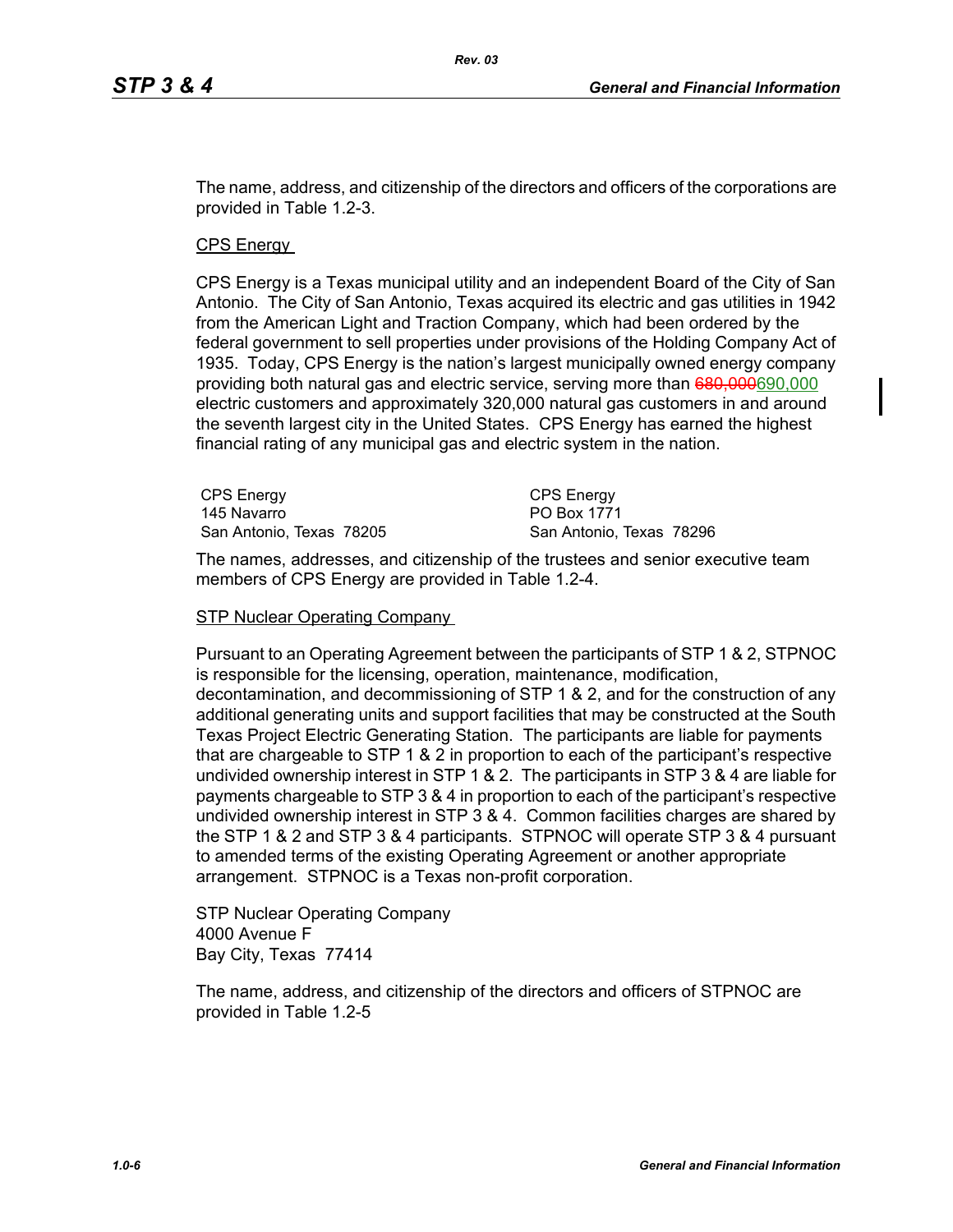The name, address, and citizenship of the directors and officers of the corporations are provided in Table 1.2-3.

CPS Energy

CPS Energy is a Texas municipal utility and an independent Board of the City of San Antonio. The City of San Antonio, Texas acquired its electric and gas utilities in 1942 from the American Light and Traction Company, which had been ordered by the federal government to sell properties under provisions of the Holding Company Act of 1935. Today, CPS Energy is the nation's largest municipally owned energy company providing both natural gas and electric service, serving more than ~~680,000~~690,000 electric customers and approximately 320,000 natural gas customers in and around the seventh largest city in the United States. CPS Energy has earned the highest financial rating of any municipal gas and electric system in the nation.

| CPS Energy | CPS Energy |
|---|---|
| 145 Navarro | PO Box 1771 |
| San Antonio, Texas 78205 | San Antonio, Texas 78296 |

The names, addresses, and citizenship of the trustees and senior executive team members of CPS Energy are provided in Table 1.2-4.

STP Nuclear Operating Company

Pursuant to an Operating Agreement between the participants of STP 1 & 2, STPNOC is responsible for the licensing, operation, maintenance, modification, decontamination, and decommissioning of STP 1 & 2, and for the construction of any additional generating units and support facilities that may be constructed at the South Texas Project Electric Generating Station. The participants are liable for payments that are chargeable to STP 1 & 2 in proportion to each of the participant's respective undivided ownership interest in STP 1 & 2. The participants in STP 3 & 4 are liable for payments chargeable to STP 3 & 4 in proportion to each of the participant's respective undivided ownership interest in STP 3 & 4. Common facilities charges are shared by the STP 1 & 2 and STP 3 & 4 participants. STPNOC will operate STP 3 & 4 pursuant to amended terms of the existing Operating Agreement or another appropriate arrangement. STPNOC is a Texas non-profit corporation.

STP Nuclear Operating Company
4000 Avenue F
Bay City, Texas 77414

The name, address, and citizenship of the directors and officers of STPNOC are provided in Table 1.2-5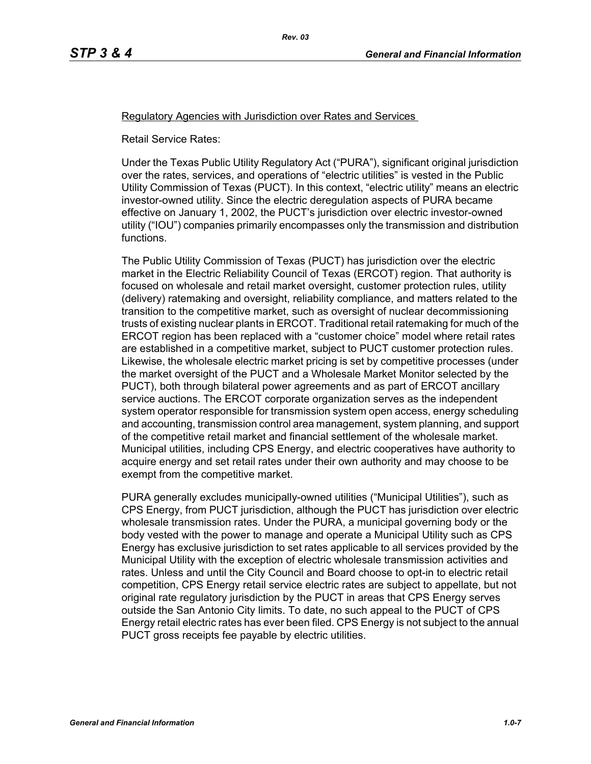Regulatory Agencies with Jurisdiction over Rates and Services

Retail Service Rates:

Under the Texas Public Utility Regulatory Act ("PURA"), significant original jurisdiction over the rates, services, and operations of "electric utilities" is vested in the Public Utility Commission of Texas (PUCT). In this context, "electric utility" means an electric investor-owned utility. Since the electric deregulation aspects of PURA became effective on January 1, 2002, the PUCT's jurisdiction over electric investor-owned utility ("IOU") companies primarily encompasses only the transmission and distribution functions.

The Public Utility Commission of Texas (PUCT) has jurisdiction over the electric market in the Electric Reliability Council of Texas (ERCOT) region. That authority is focused on wholesale and retail market oversight, customer protection rules, utility (delivery) ratemaking and oversight, reliability compliance, and matters related to the transition to the competitive market, such as oversight of nuclear decommissioning trusts of existing nuclear plants in ERCOT. Traditional retail ratemaking for much of the ERCOT region has been replaced with a "customer choice" model where retail rates are established in a competitive market, subject to PUCT customer protection rules. Likewise, the wholesale electric market pricing is set by competitive processes (under the market oversight of the PUCT and a Wholesale Market Monitor selected by the PUCT), both through bilateral power agreements and as part of ERCOT ancillary service auctions. The ERCOT corporate organization serves as the independent system operator responsible for transmission system open access, energy scheduling and accounting, transmission control area management, system planning, and support of the competitive retail market and financial settlement of the wholesale market. Municipal utilities, including CPS Energy, and electric cooperatives have authority to acquire energy and set retail rates under their own authority and may choose to be exempt from the competitive market.

PURA generally excludes municipally-owned utilities ("Municipal Utilities"), such as CPS Energy, from PUCT jurisdiction, although the PUCT has jurisdiction over electric wholesale transmission rates. Under the PURA, a municipal governing body or the body vested with the power to manage and operate a Municipal Utility such as CPS Energy has exclusive jurisdiction to set rates applicable to all services provided by the Municipal Utility with the exception of electric wholesale transmission activities and rates. Unless and until the City Council and Board choose to opt-in to electric retail competition, CPS Energy retail service electric rates are subject to appellate, but not original rate regulatory jurisdiction by the PUCT in areas that CPS Energy serves outside the San Antonio City limits. To date, no such appeal to the PUCT of CPS Energy retail electric rates has ever been filed. CPS Energy is not subject to the annual PUCT gross receipts fee payable by electric utilities.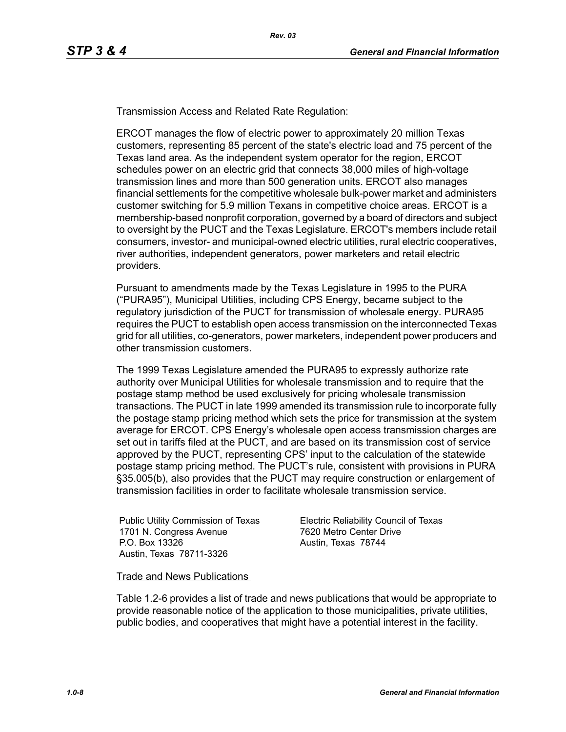Transmission Access and Related Rate Regulation:

ERCOT manages the flow of electric power to approximately 20 million Texas customers, representing 85 percent of the state's electric load and 75 percent of the Texas land area. As the independent system operator for the region, ERCOT schedules power on an electric grid that connects 38,000 miles of high-voltage transmission lines and more than 500 generation units. ERCOT also manages financial settlements for the competitive wholesale bulk-power market and administers customer switching for 5.9 million Texans in competitive choice areas. ERCOT is a membership-based nonprofit corporation, governed by a board of directors and subject to oversight by the PUCT and the Texas Legislature. ERCOT's members include retail consumers, investor- and municipal-owned electric utilities, rural electric cooperatives, river authorities, independent generators, power marketers and retail electric providers.

Pursuant to amendments made by the Texas Legislature in 1995 to the PURA ("PURA95"), Municipal Utilities, including CPS Energy, became subject to the regulatory jurisdiction of the PUCT for transmission of wholesale energy. PURA95 requires the PUCT to establish open access transmission on the interconnected Texas grid for all utilities, co-generators, power marketers, independent power producers and other transmission customers.

The 1999 Texas Legislature amended the PURA95 to expressly authorize rate authority over Municipal Utilities for wholesale transmission and to require that the postage stamp method be used exclusively for pricing wholesale transmission transactions. The PUCT in late 1999 amended its transmission rule to incorporate fully the postage stamp pricing method which sets the price for transmission at the system average for ERCOT. CPS Energy's wholesale open access transmission charges are set out in tariffs filed at the PUCT, and are based on its transmission cost of service approved by the PUCT, representing CPS' input to the calculation of the statewide postage stamp pricing method. The PUCT's rule, consistent with provisions in PURA §35.005(b), also provides that the PUCT may require construction or enlargement of transmission facilities in order to facilitate wholesale transmission service.

Public Utility Commission of Texas
1701 N. Congress Avenue
P.O. Box 13326
Austin, Texas 78711-3326

Electric Reliability Council of Texas
7620 Metro Center Drive
Austin, Texas 78744

Trade and News Publications

Table 1.2-6 provides a list of trade and news publications that would be appropriate to provide reasonable notice of the application to those municipalities, private utilities, public bodies, and cooperatives that might have a potential interest in the facility.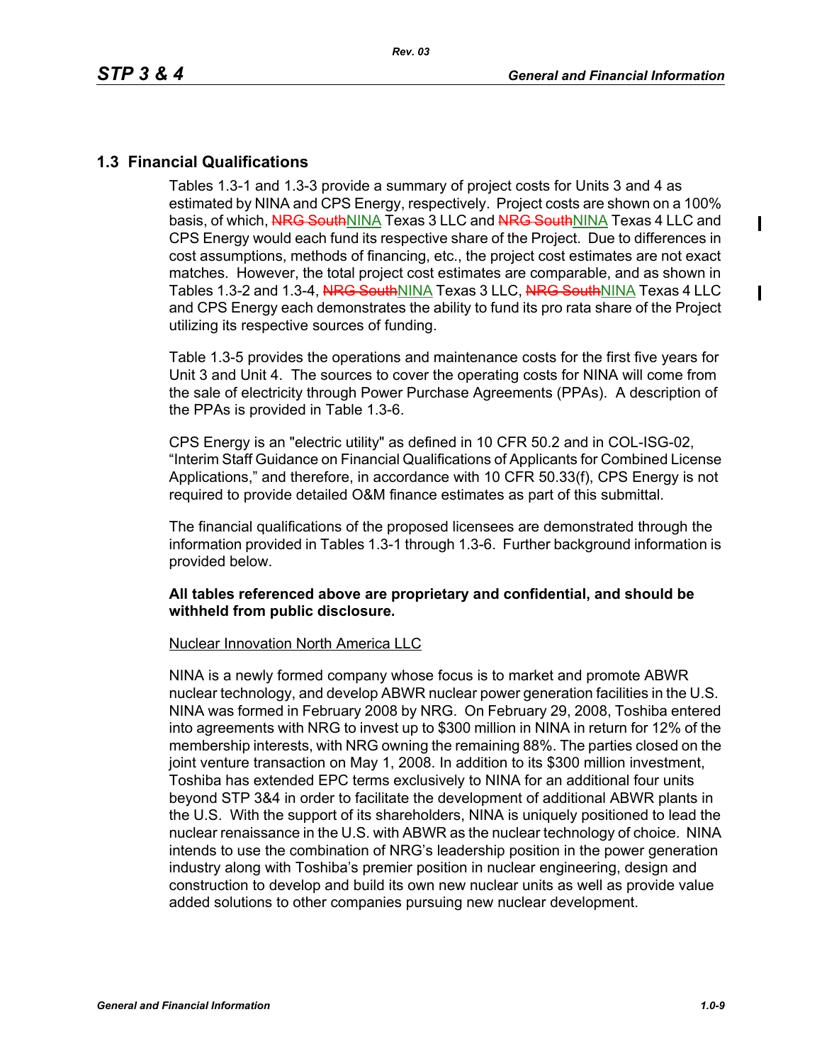## 1.3 Financial Qualifications

Tables 1.3-1 and 1.3-3 provide a summary of project costs for Units 3 and 4 as estimated by NINA and CPS Energy, respectively. Project costs are shown on a 100% basis, of which, ~~NRG South~~NINA Texas 3 LLC and ~~NRG South~~NINA Texas 4 LLC and CPS Energy would each fund its respective share of the Project. Due to differences in cost assumptions, methods of financing, etc., the project cost estimates are not exact matches. However, the total project cost estimates are comparable, and as shown in Tables 1.3-2 and 1.3-4, ~~NRG South~~NINA Texas 3 LLC, ~~NRG South~~NINA Texas 4 LLC and CPS Energy each demonstrates the ability to fund its pro rata share of the Project utilizing its respective sources of funding.

Table 1.3-5 provides the operations and maintenance costs for the first five years for Unit 3 and Unit 4. The sources to cover the operating costs for NINA will come from the sale of electricity through Power Purchase Agreements (PPAs). A description of the PPAs is provided in Table 1.3-6.

CPS Energy is an "electric utility" as defined in 10 CFR 50.2 and in COL-ISG-02, "Interim Staff Guidance on Financial Qualifications of Applicants for Combined License Applications," and therefore, in accordance with 10 CFR 50.33(f), CPS Energy is not required to provide detailed O&M finance estimates as part of this submittal.

The financial qualifications of the proposed licensees are demonstrated through the information provided in Tables 1.3-1 through 1.3-6. Further background information is provided below.

**All tables referenced above are proprietary and confidential, and should be withheld from public disclosure.**

Nuclear Innovation North America LLC

NINA is a newly formed company whose focus is to market and promote ABWR nuclear technology, and develop ABWR nuclear power generation facilities in the U.S. NINA was formed in February 2008 by NRG. On February 29, 2008, Toshiba entered into agreements with NRG to invest up to $300 million in NINA in return for 12% of the membership interests, with NRG owning the remaining 88%. The parties closed on the joint venture transaction on May 1, 2008. In addition to its $300 million investment, Toshiba has extended EPC terms exclusively to NINA for an additional four units beyond STP 3&4 in order to facilitate the development of additional ABWR plants in the U.S. With the support of its shareholders, NINA is uniquely positioned to lead the nuclear renaissance in the U.S. with ABWR as the nuclear technology of choice. NINA intends to use the combination of NRG's leadership position in the power generation industry along with Toshiba's premier position in nuclear engineering, design and construction to develop and build its own new nuclear units as well as provide value added solutions to other companies pursuing new nuclear development.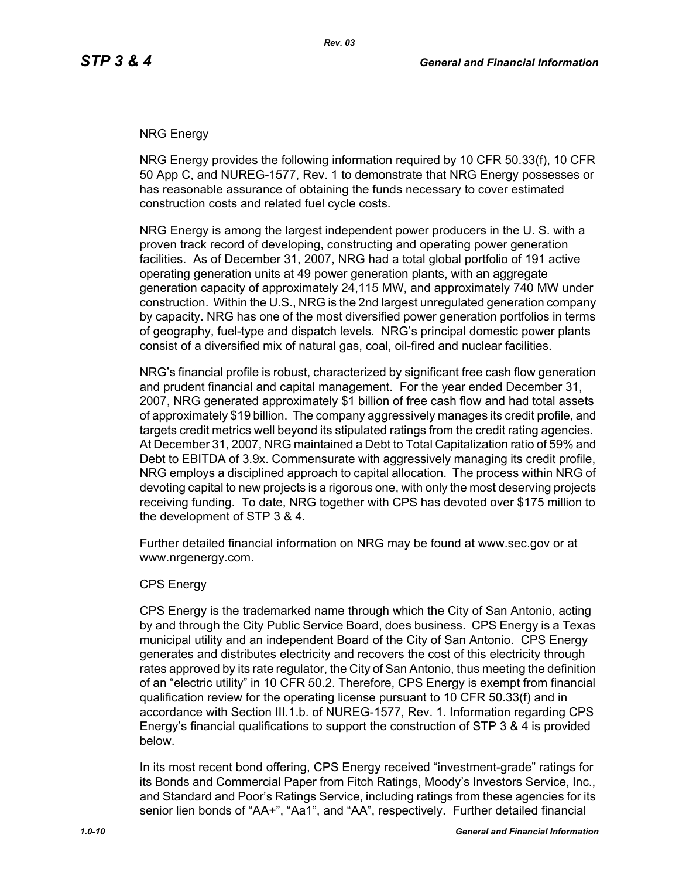NRG Energy

NRG Energy provides the following information required by 10 CFR 50.33(f), 10 CFR 50 App C, and NUREG-1577, Rev. 1 to demonstrate that NRG Energy possesses or has reasonable assurance of obtaining the funds necessary to cover estimated construction costs and related fuel cycle costs.

NRG Energy is among the largest independent power producers in the U. S. with a proven track record of developing, constructing and operating power generation facilities. As of December 31, 2007, NRG had a total global portfolio of 191 active operating generation units at 49 power generation plants, with an aggregate generation capacity of approximately 24,115 MW, and approximately 740 MW under construction. Within the U.S., NRG is the 2nd largest unregulated generation company by capacity. NRG has one of the most diversified power generation portfolios in terms of geography, fuel-type and dispatch levels. NRG's principal domestic power plants consist of a diversified mix of natural gas, coal, oil-fired and nuclear facilities.

NRG's financial profile is robust, characterized by significant free cash flow generation and prudent financial and capital management. For the year ended December 31, 2007, NRG generated approximately $1 billion of free cash flow and had total assets of approximately $19 billion. The company aggressively manages its credit profile, and targets credit metrics well beyond its stipulated ratings from the credit rating agencies. At December 31, 2007, NRG maintained a Debt to Total Capitalization ratio of 59% and Debt to EBITDA of 3.9x. Commensurate with aggressively managing its credit profile, NRG employs a disciplined approach to capital allocation. The process within NRG of devoting capital to new projects is a rigorous one, with only the most deserving projects receiving funding. To date, NRG together with CPS has devoted over $175 million to the development of STP 3 & 4.

Further detailed financial information on NRG may be found at www.sec.gov or at www.nrgenergy.com.

CPS Energy

CPS Energy is the trademarked name through which the City of San Antonio, acting by and through the City Public Service Board, does business. CPS Energy is a Texas municipal utility and an independent Board of the City of San Antonio. CPS Energy generates and distributes electricity and recovers the cost of this electricity through rates approved by its rate regulator, the City of San Antonio, thus meeting the definition of an "electric utility" in 10 CFR 50.2. Therefore, CPS Energy is exempt from financial qualification review for the operating license pursuant to 10 CFR 50.33(f) and in accordance with Section III.1.b. of NUREG-1577, Rev. 1. Information regarding CPS Energy's financial qualifications to support the construction of STP 3 & 4 is provided below.

In its most recent bond offering, CPS Energy received "investment-grade" ratings for its Bonds and Commercial Paper from Fitch Ratings, Moody's Investors Service, Inc., and Standard and Poor's Ratings Service, including ratings from these agencies for its senior lien bonds of "AA+", "Aa1", and "AA", respectively. Further detailed financial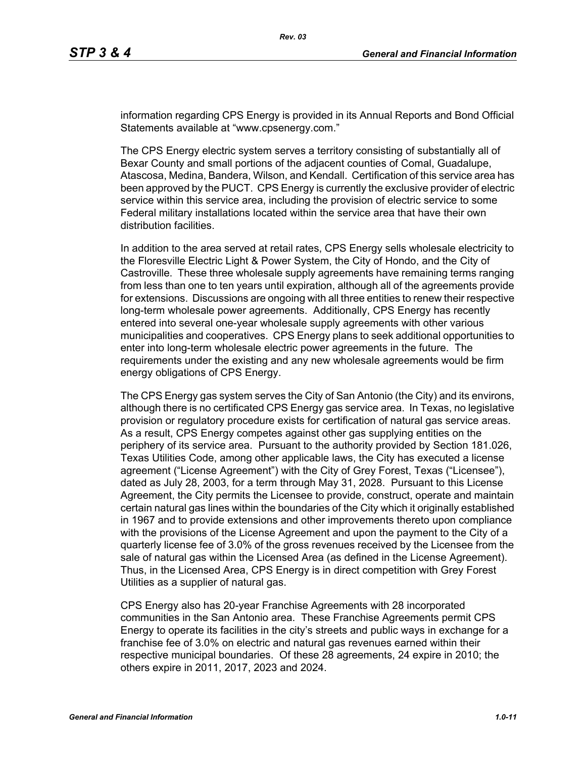information regarding CPS Energy is provided in its Annual Reports and Bond Official Statements available at "www.cpsenergy.com."

The CPS Energy electric system serves a territory consisting of substantially all of Bexar County and small portions of the adjacent counties of Comal, Guadalupe, Atascosa, Medina, Bandera, Wilson, and Kendall. Certification of this service area has been approved by the PUCT. CPS Energy is currently the exclusive provider of electric service within this service area, including the provision of electric service to some Federal military installations located within the service area that have their own distribution facilities.

In addition to the area served at retail rates, CPS Energy sells wholesale electricity to the Floresville Electric Light & Power System, the City of Hondo, and the City of Castroville. These three wholesale supply agreements have remaining terms ranging from less than one to ten years until expiration, although all of the agreements provide for extensions. Discussions are ongoing with all three entities to renew their respective long-term wholesale power agreements. Additionally, CPS Energy has recently entered into several one-year wholesale supply agreements with other various municipalities and cooperatives. CPS Energy plans to seek additional opportunities to enter into long-term wholesale electric power agreements in the future. The requirements under the existing and any new wholesale agreements would be firm energy obligations of CPS Energy.

The CPS Energy gas system serves the City of San Antonio (the City) and its environs, although there is no certificated CPS Energy gas service area. In Texas, no legislative provision or regulatory procedure exists for certification of natural gas service areas. As a result, CPS Energy competes against other gas supplying entities on the periphery of its service area. Pursuant to the authority provided by Section 181.026, Texas Utilities Code, among other applicable laws, the City has executed a license agreement ("License Agreement") with the City of Grey Forest, Texas ("Licensee"), dated as July 28, 2003, for a term through May 31, 2028. Pursuant to this License Agreement, the City permits the Licensee to provide, construct, operate and maintain certain natural gas lines within the boundaries of the City which it originally established in 1967 and to provide extensions and other improvements thereto upon compliance with the provisions of the License Agreement and upon the payment to the City of a quarterly license fee of 3.0% of the gross revenues received by the Licensee from the sale of natural gas within the Licensed Area (as defined in the License Agreement). Thus, in the Licensed Area, CPS Energy is in direct competition with Grey Forest Utilities as a supplier of natural gas.

CPS Energy also has 20-year Franchise Agreements with 28 incorporated communities in the San Antonio area. These Franchise Agreements permit CPS Energy to operate its facilities in the city's streets and public ways in exchange for a franchise fee of 3.0% on electric and natural gas revenues earned within their respective municipal boundaries. Of these 28 agreements, 24 expire in 2010; the others expire in 2011, 2017, 2023 and 2024.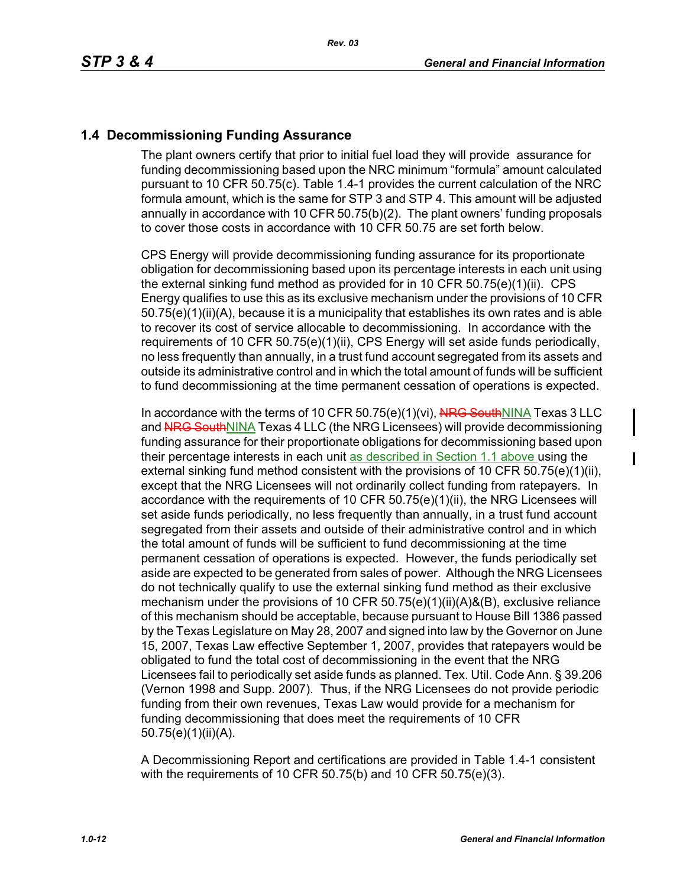## 1.4 Decommissioning Funding Assurance

The plant owners certify that prior to initial fuel load they will provide assurance for funding decommissioning based upon the NRC minimum "formula" amount calculated pursuant to 10 CFR 50.75(c). Table 1.4-1 provides the current calculation of the NRC formula amount, which is the same for STP 3 and STP 4. This amount will be adjusted annually in accordance with 10 CFR 50.75(b)(2). The plant owners' funding proposals to cover those costs in accordance with 10 CFR 50.75 are set forth below.

CPS Energy will provide decommissioning funding assurance for its proportionate obligation for decommissioning based upon its percentage interests in each unit using the external sinking fund method as provided for in 10 CFR 50.75(e)(1)(ii). CPS Energy qualifies to use this as its exclusive mechanism under the provisions of 10 CFR 50.75(e)(1)(ii)(A), because it is a municipality that establishes its own rates and is able to recover its cost of service allocable to decommissioning. In accordance with the requirements of 10 CFR 50.75(e)(1)(ii), CPS Energy will set aside funds periodically, no less frequently than annually, in a trust fund account segregated from its assets and outside its administrative control and in which the total amount of funds will be sufficient to fund decommissioning at the time permanent cessation of operations is expected.

In accordance with the terms of 10 CFR 50.75(e)(1)(vi), ~~NRG South~~NINA Texas 3 LLC and ~~NRG South~~NINA Texas 4 LLC (the NRG Licensees) will provide decommissioning funding assurance for their proportionate obligations for decommissioning based upon their percentage interests in each unit as described in Section 1.1 above using the external sinking fund method consistent with the provisions of 10 CFR 50.75(e)(1)(ii), except that the NRG Licensees will not ordinarily collect funding from ratepayers. In accordance with the requirements of 10 CFR 50.75(e)(1)(ii), the NRG Licensees will set aside funds periodically, no less frequently than annually, in a trust fund account segregated from their assets and outside of their administrative control and in which the total amount of funds will be sufficient to fund decommissioning at the time permanent cessation of operations is expected. However, the funds periodically set aside are expected to be generated from sales of power. Although the NRG Licensees do not technically qualify to use the external sinking fund method as their exclusive mechanism under the provisions of 10 CFR 50.75(e)(1)(ii)(A)&(B), exclusive reliance of this mechanism should be acceptable, because pursuant to House Bill 1386 passed by the Texas Legislature on May 28, 2007 and signed into law by the Governor on June 15, 2007, Texas Law effective September 1, 2007, provides that ratepayers would be obligated to fund the total cost of decommissioning in the event that the NRG Licensees fail to periodically set aside funds as planned. Tex. Util. Code Ann. § 39.206 (Vernon 1998 and Supp. 2007). Thus, if the NRG Licensees do not provide periodic funding from their own revenues, Texas Law would provide for a mechanism for funding decommissioning that does meet the requirements of 10 CFR 50.75(e)(1)(ii)(A).

A Decommissioning Report and certifications are provided in Table 1.4-1 consistent with the requirements of 10 CFR 50.75(b) and 10 CFR 50.75(e)(3).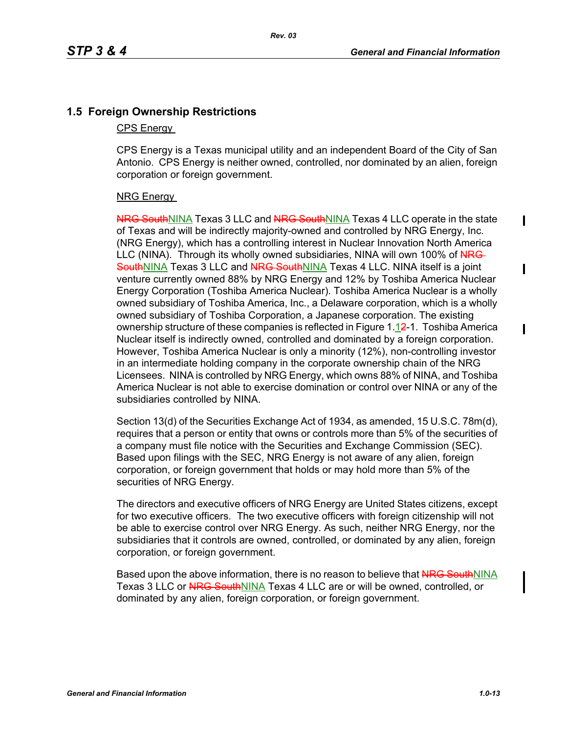## 1.5 Foreign Ownership Restrictions

CPS Energy

CPS Energy is a Texas municipal utility and an independent Board of the City of San Antonio. CPS Energy is neither owned, controlled, nor dominated by an alien, foreign corporation or foreign government.

NRG Energy

~~NRG South~~NINA Texas 3 LLC and ~~NRG South~~NINA Texas 4 LLC operate in the state of Texas and will be indirectly majority-owned and controlled by NRG Energy, Inc. (NRG Energy), which has a controlling interest in Nuclear Innovation North America LLC (NINA). Through its wholly owned subsidiaries, NINA will own 100% of ~~NRG South~~NINA Texas 3 LLC and ~~NRG South~~NINA Texas 4 LLC. NINA itself is a joint venture currently owned 88% by NRG Energy and 12% by Toshiba America Nuclear Energy Corporation (Toshiba America Nuclear). Toshiba America Nuclear is a wholly owned subsidiary of Toshiba America, Inc., a Delaware corporation, which is a wholly owned subsidiary of Toshiba Corporation, a Japanese corporation. The existing ownership structure of these companies is reflected in Figure 1.1~~2~~-1. Toshiba America Nuclear itself is indirectly owned, controlled and dominated by a foreign corporation. However, Toshiba America Nuclear is only a minority (12%), non-controlling investor in an intermediate holding company in the corporate ownership chain of the NRG Licensees. NINA is controlled by NRG Energy, which owns 88% of NINA, and Toshiba America Nuclear is not able to exercise domination or control over NINA or any of the subsidiaries controlled by NINA.

Section 13(d) of the Securities Exchange Act of 1934, as amended, 15 U.S.C. 78m(d), requires that a person or entity that owns or controls more than 5% of the securities of a company must file notice with the Securities and Exchange Commission (SEC). Based upon filings with the SEC, NRG Energy is not aware of any alien, foreign corporation, or foreign government that holds or may hold more than 5% of the securities of NRG Energy.

The directors and executive officers of NRG Energy are United States citizens, except for two executive officers. The two executive officers with foreign citizenship will not be able to exercise control over NRG Energy. As such, neither NRG Energy, nor the subsidiaries that it controls are owned, controlled, or dominated by any alien, foreign corporation, or foreign government.

Based upon the above information, there is no reason to believe that ~~NRG South~~NINA Texas 3 LLC or ~~NRG South~~NINA Texas 4 LLC are or will be owned, controlled, or dominated by any alien, foreign corporation, or foreign government.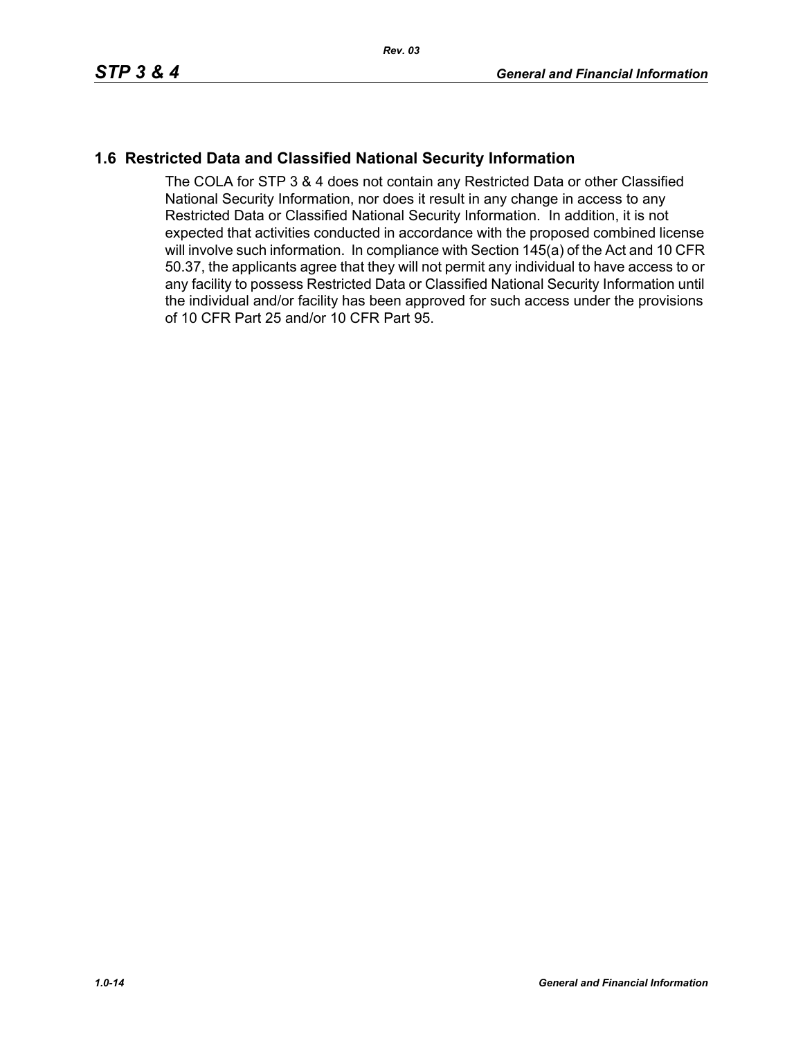## 1.6 Restricted Data and Classified National Security Information

The COLA for STP 3 & 4 does not contain any Restricted Data or other Classified National Security Information, nor does it result in any change in access to any Restricted Data or Classified National Security Information. In addition, it is not expected that activities conducted in accordance with the proposed combined license will involve such information. In compliance with Section 145(a) of the Act and 10 CFR 50.37, the applicants agree that they will not permit any individual to have access to or any facility to possess Restricted Data or Classified National Security Information until the individual and/or facility has been approved for such access under the provisions of 10 CFR Part 25 and/or 10 CFR Part 95.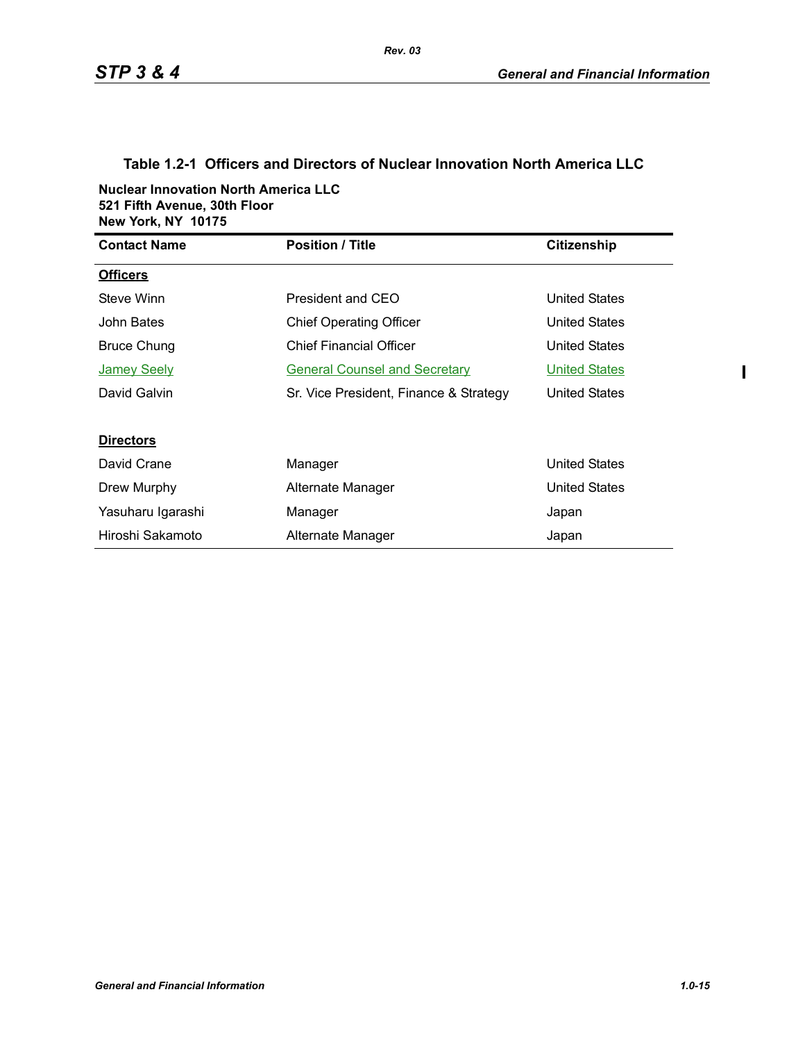### Table 1.2-1 Officers and Directors of Nuclear Innovation North America LLC

**Nuclear Innovation North America LLC**
**521 Fifth Avenue, 30th Floor**
**New York, NY 10175**

| Contact Name | Position / Title | Citizenship |
|---|---|---|
| **Officers** | | |
| Steve Winn | President and CEO | United States |
| John Bates | Chief Operating Officer | United States |
| Bruce Chung | Chief Financial Officer | United States |
| Jamey Seely | General Counsel and Secretary | United States |
| David Galvin | Sr. Vice President, Finance & Strategy | United States |
| **Directors** | | |
| David Crane | Manager | United States |
| Drew Murphy | Alternate Manager | United States |
| Yasuharu Igarashi | Manager | Japan |
| Hiroshi Sakamoto | Alternate Manager | Japan |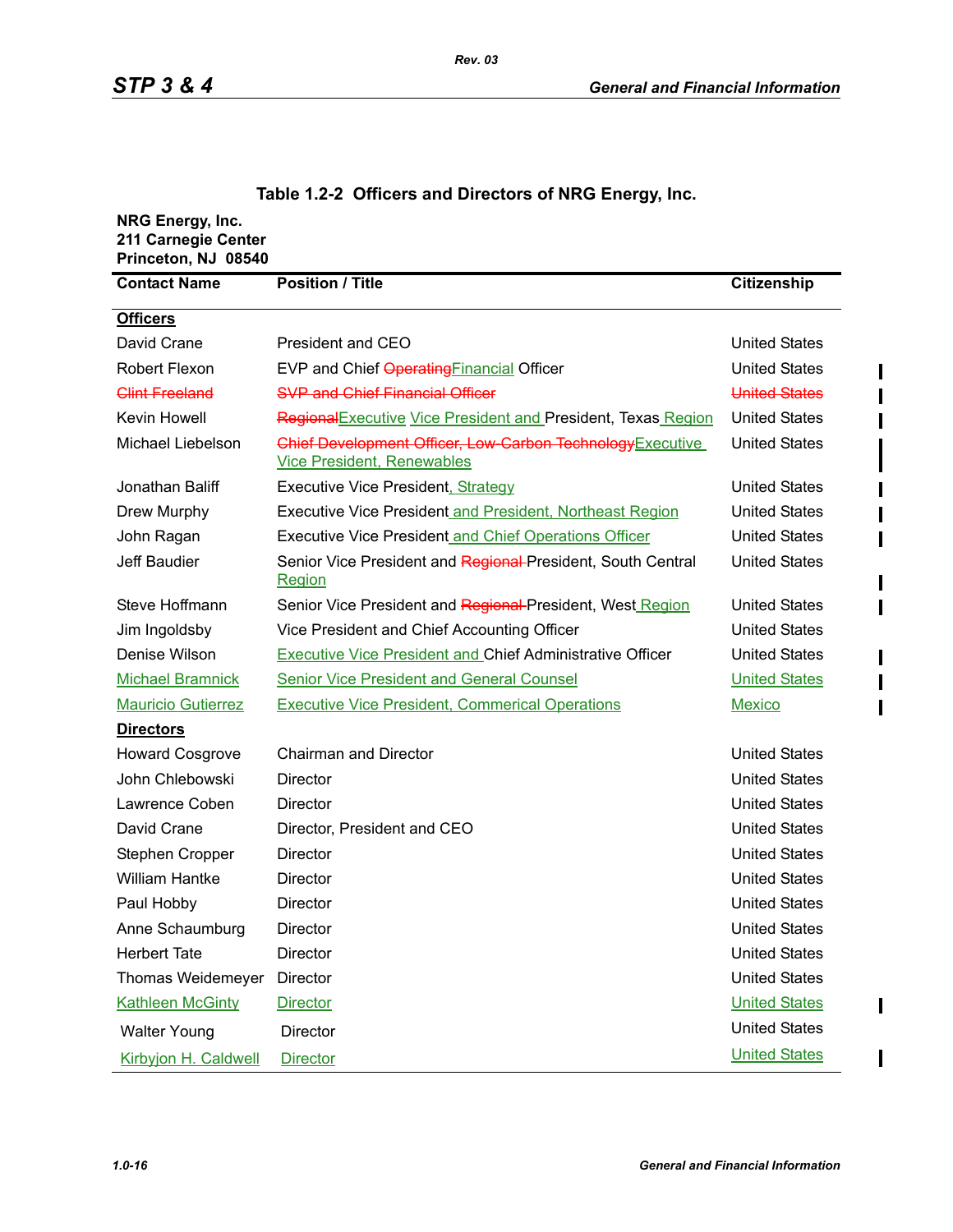### Table 1.2-2 Officers and Directors of NRG Energy, Inc.

**NRG Energy, Inc.**
**211 Carnegie Center**
**Princeton, NJ 08540**

| Contact Name | Position / Title | Citizenship |
|---|---|---|
| **Officers** | | |
| David Crane | President and CEO | United States |
| Robert Flexon | EVP and Chief ~~Operating~~Financial Officer | United States |
| ~~Clint Freeland~~ | ~~SVP and Chief Financial Officer~~ | ~~United States~~ |
| Kevin Howell | ~~Regional~~Executive Vice President and President, Texas Region | United States |
| Michael Liebelson | ~~Chief Development Officer, Low-Carbon Technology~~Executive Vice President, Renewables | United States |
| Jonathan Baliff | Executive Vice President, Strategy | United States |
| Drew Murphy | Executive Vice President and President, Northeast Region | United States |
| John Ragan | Executive Vice President and Chief Operations Officer | United States |
| Jeff Baudier | Senior Vice President and ~~Regional~~ President, South Central Region | United States |
| Steve Hoffmann | Senior Vice President and ~~Regional~~ President, West Region | United States |
| Jim Ingoldsby | Vice President and Chief Accounting Officer | United States |
| Denise Wilson | Executive Vice President and Chief Administrative Officer | United States |
| Michael Bramnick | Senior Vice President and General Counsel | United States |
| Mauricio Gutierrez | Executive Vice President, Commerical Operations | Mexico |
| **Directors** | | |
| Howard Cosgrove | Chairman and Director | United States |
| John Chlebowski | Director | United States |
| Lawrence Coben | Director | United States |
| David Crane | Director, President and CEO | United States |
| Stephen Cropper | Director | United States |
| William Hantke | Director | United States |
| Paul Hobby | Director | United States |
| Anne Schaumburg | Director | United States |
| Herbert Tate | Director | United States |
| Thomas Weidemeyer | Director | United States |
| Kathleen McGinty | Director | United States |
| Walter Young | Director | United States |
| Kirbyjon H. Caldwell | Director | United States |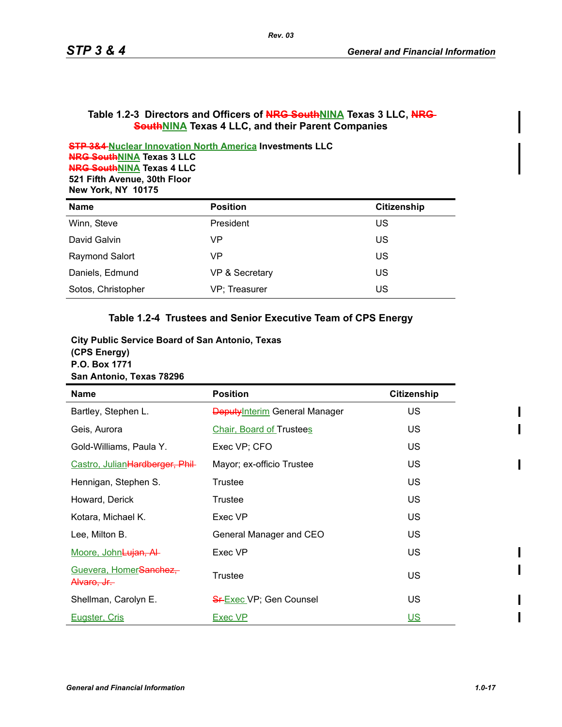**Table 1.2-3 Directors and Officers of ~~NRG South~~NINA Texas 3 LLC, ~~NRG South~~NINA Texas 4 LLC, and their Parent Companies**

**~~STP 3&4~~ Nuclear Innovation North America Investments LLC**
**~~NRG South~~NINA Texas 3 LLC**
**~~NRG South~~NINA Texas 4 LLC**
**521 Fifth Avenue, 30th Floor**
**New York, NY 10175**

| Name | Position | Citizenship |
|---|---|---|
| Winn, Steve | President | US |
| David Galvin | VP | US |
| Raymond Salort | VP | US |
| Daniels, Edmund | VP & Secretary | US |
| Sotos, Christopher | VP; Treasurer | US |

**Table 1.2-4 Trustees and Senior Executive Team of CPS Energy**

**City Public Service Board of San Antonio, Texas**
**(CPS Energy)**
**P.O. Box 1771**
**San Antonio, Texas 78296**

| Name | Position | Citizenship |
|---|---|---|
| Bartley, Stephen L. | ~~Deputy~~Interim General Manager | US |
| Geis, Aurora | Chair, Board of Trustees | US |
| Gold-Williams, Paula Y. | Exec VP; CFO | US |
| Castro, Julian~~Hardberger, Phil~~ | Mayor; ex-officio Trustee | US |
| Hennigan, Stephen S. | Trustee | US |
| Howard, Derick | Trustee | US |
| Kotara, Michael K. | Exec VP | US |
| Lee, Milton B. | General Manager and CEO | US |
| Moore, John~~Lujan, Al~~ | Exec VP | US |
| Guevera, Homer~~Sanchez, Alvaro, Jr.~~ | Trustee | US |
| Shellman, Carolyn E. | ~~Sr~~ Exec VP; Gen Counsel | US |
| Eugster, Cris | Exec VP | US |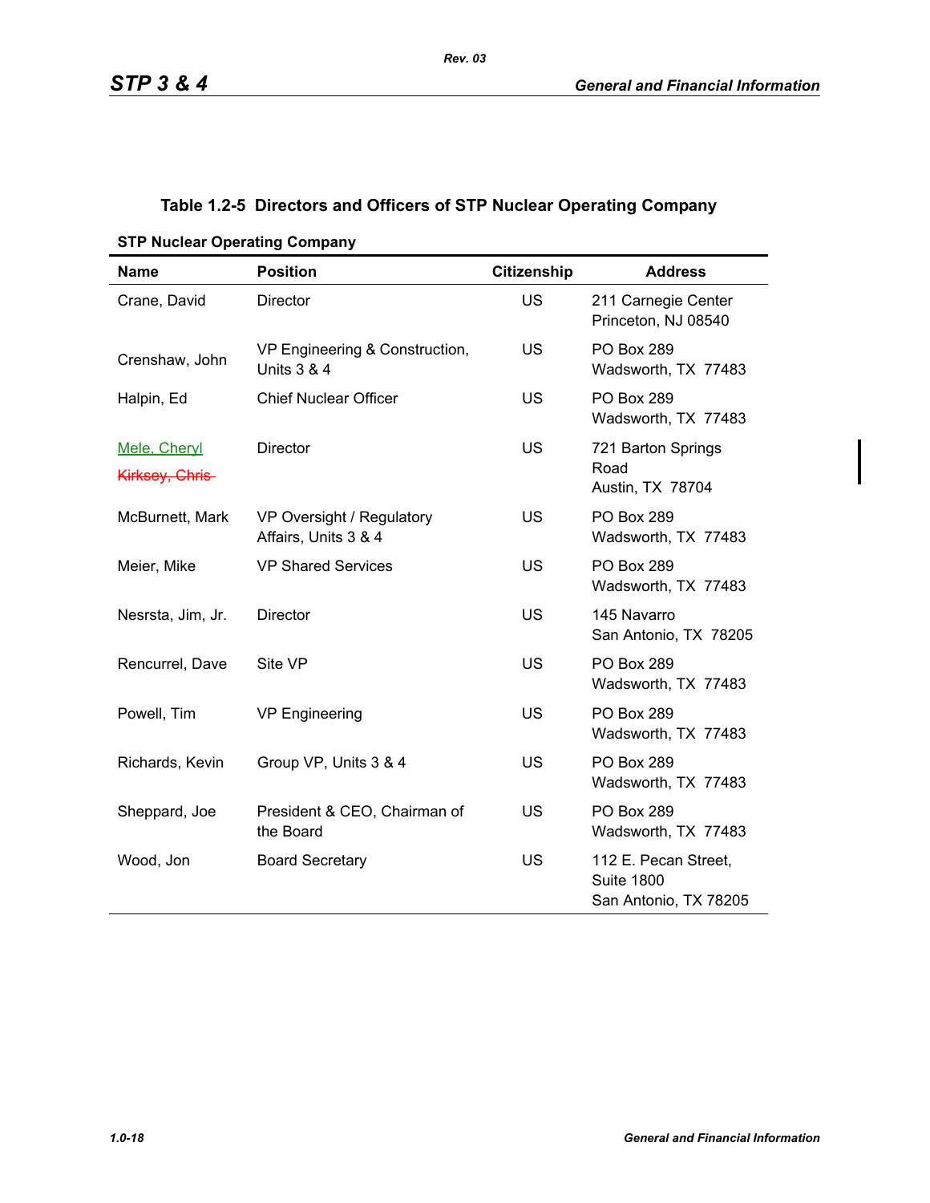**Table 1.2-5 Directors and Officers of STP Nuclear Operating Company**

**STP Nuclear Operating Company**

| Name | Position | Citizenship | Address |
|---|---|---|---|
| Crane, David | Director | US | 211 Carnegie Center Princeton, NJ 08540 |
| Crenshaw, John | VP Engineering & Construction, Units 3 & 4 | US | PO Box 289 Wadsworth, TX 77483 |
| Halpin, Ed | Chief Nuclear Officer | US | PO Box 289 Wadsworth, TX 77483 |
| Mele, Cheryl ~~Kirksey, Chris~~ | Director | US | 721 Barton Springs Road Austin, TX 78704 |
| McBurnett, Mark | VP Oversight / Regulatory Affairs, Units 3 & 4 | US | PO Box 289 Wadsworth, TX 77483 |
| Meier, Mike | VP Shared Services | US | PO Box 289 Wadsworth, TX 77483 |
| Nesrsta, Jim, Jr. | Director | US | 145 Navarro San Antonio, TX 78205 |
| Rencurrel, Dave | Site VP | US | PO Box 289 Wadsworth, TX 77483 |
| Powell, Tim | VP Engineering | US | PO Box 289 Wadsworth, TX 77483 |
| Richards, Kevin | Group VP, Units 3 & 4 | US | PO Box 289 Wadsworth, TX 77483 |
| Sheppard, Joe | President & CEO, Chairman of the Board | US | PO Box 289 Wadsworth, TX 77483 |
| Wood, Jon | Board Secretary | US | 112 E. Pecan Street, Suite 1800 San Antonio, TX 78205 |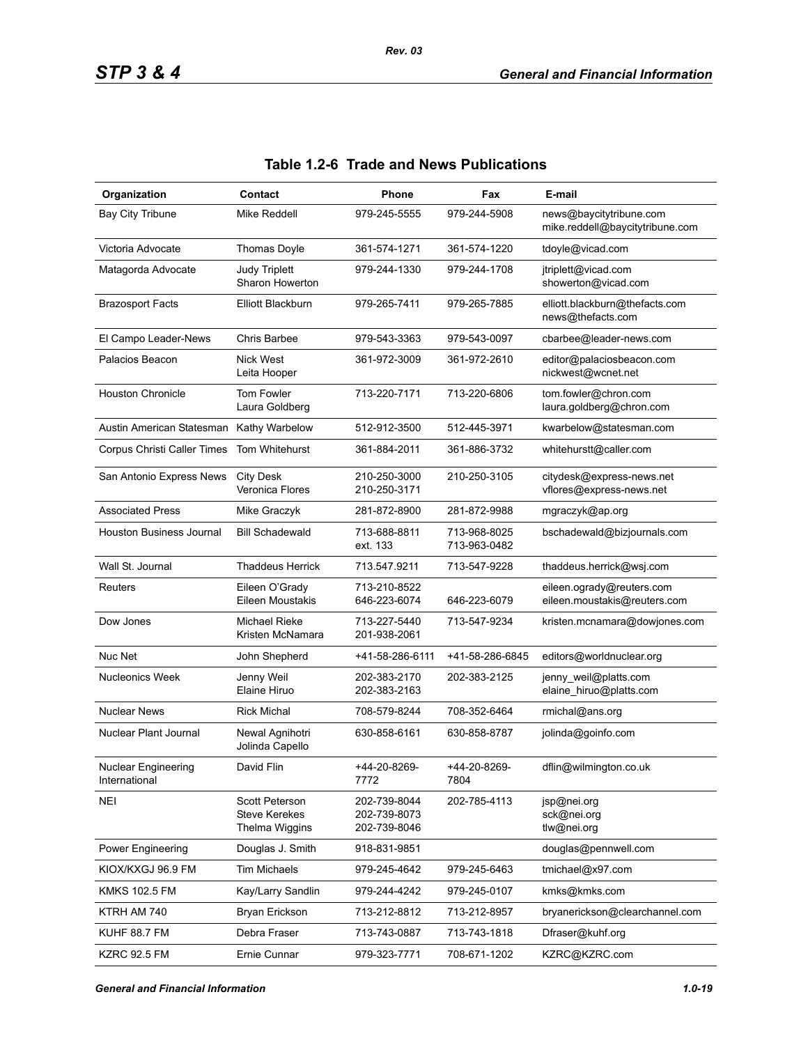## Table 1.2-6 Trade and News Publications

| Organization | Contact | Phone | Fax | E-mail |
|---|---|---|---|---|
| Bay City Tribune | Mike Reddell | 979-245-5555 | 979-244-5908 | news@baycitytribune.com<br>mike.reddell@baycitytribune.com |
| Victoria Advocate | Thomas Doyle | 361-574-1271 | 361-574-1220 | tdoyle@vicad.com |
| Matagorda Advocate | Judy Triplett<br>Sharon Howerton | 979-244-1330 | 979-244-1708 | jtriplett@vicad.com<br>showerton@vicad.com |
| Brazosport Facts | Elliott Blackburn | 979-265-7411 | 979-265-7885 | elliott.blackburn@thefacts.com<br>news@thefacts.com |
| El Campo Leader-News | Chris Barbee | 979-543-3363 | 979-543-0097 | cbarbee@leader-news.com |
| Palacios Beacon | Nick West<br>Leita Hooper | 361-972-3009 | 361-972-2610 | editor@palaciosbeacon.com<br>nickwest@wcnet.net |
| Houston Chronicle | Tom Fowler<br>Laura Goldberg | 713-220-7171 | 713-220-6806 | tom.fowler@chron.com<br>laura.goldberg@chron.com |
| Austin American Statesman | Kathy Warbelow | 512-912-3500 | 512-445-3971 | kwarbelow@statesman.com |
| Corpus Christi Caller Times | Tom Whitehurst | 361-884-2011 | 361-886-3732 | whitehurstt@caller.com |
| San Antonio Express News | City Desk<br>Veronica Flores | 210-250-3000<br>210-250-3171 | 210-250-3105 | citydesk@express-news.net<br>vflores@express-news.net |
| Associated Press | Mike Graczyk | 281-872-8900 | 281-872-9988 | mgraczyk@ap.org |
| Houston Business Journal | Bill Schadewald | 713-688-8811<br>ext. 133 | 713-968-8025<br>713-963-0482 | bschadewald@bizjournals.com |
| Wall St. Journal | Thaddeus Herrick | 713.547.9211 | 713-547-9228 | thaddeus.herrick@wsj.com |
| Reuters | Eileen O'Grady<br>Eileen Moustakis | 713-210-8522<br>646-223-6074 | 646-223-6079 | eileen.ogrady@reuters.com<br>eileen.moustakis@reuters.com |
| Dow Jones | Michael Rieke<br>Kristen McNamara | 713-227-5440<br>201-938-2061 | 713-547-9234 | kristen.mcnamara@dowjones.com |
| Nuc Net | John Shepherd | +41-58-286-6111 | +41-58-286-6845 | editors@worldnuclear.org |
| Nucleonics Week | Jenny Weil<br>Elaine Hiruo | 202-383-2170<br>202-383-2163 | 202-383-2125 | jenny_weil@platts.com<br>elaine_hiruo@platts.com |
| Nuclear News | Rick Michal | 708-579-8244 | 708-352-6464 | rmichal@ans.org |
| Nuclear Plant Journal | Newal Agnihotri<br>Jolinda Capello | 630-858-6161 | 630-858-8787 | jolinda@goinfo.com |
| Nuclear Engineering International | David Flin | +44-20-8269-7772 | +44-20-8269-7804 | dflin@wilmington.co.uk |
| NEI | Scott Peterson<br>Steve Kerekes<br>Thelma Wiggins | 202-739-8044<br>202-739-8073<br>202-739-8046 | 202-785-4113 | jsp@nei.org<br>sck@nei.org<br>tlw@nei.org |
| Power Engineering | Douglas J. Smith | 918-831-9851 | | douglas@pennwell.com |
| KIOX/KXGJ 96.9 FM | Tim Michaels | 979-245-4642 | 979-245-6463 | tmichael@x97.com |
| KMKS 102.5 FM | Kay/Larry Sandlin | 979-244-4242 | 979-245-0107 | kmks@kmks.com |
| KTRH AM 740 | Bryan Erickson | 713-212-8812 | 713-212-8957 | bryanerickson@clearchannel.com |
| KUHF 88.7 FM | Debra Fraser | 713-743-0887 | 713-743-1818 | Dfraser@kuhf.org |
| KZRC 92.5 FM | Ernie Cunnar | 979-323-7771 | 708-671-1202 | KZRC@KZRC.com |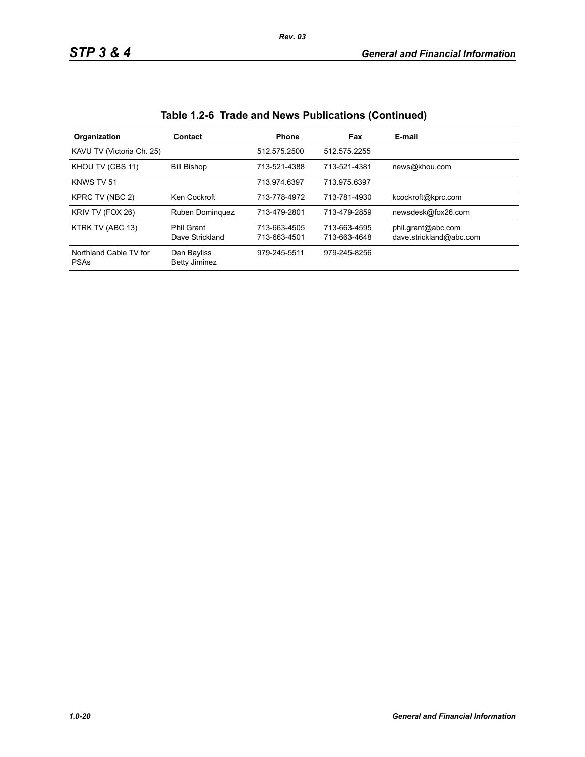## Table 1.2-6 Trade and News Publications (Continued)

| Organization | Contact | Phone | Fax | E-mail |
|---|---|---|---|---|
| KAVU TV (Victoria Ch. 25) | | 512.575.2500 | 512.575.2255 | |
| KHOU TV (CBS 11) | Bill Bishop | 713-521-4388 | 713-521-4381 | news@khou.com |
| KNWS TV 51 | | 713.974.6397 | 713.975.6397 | |
| KPRC TV (NBC 2) | Ken Cockroft | 713-778-4972 | 713-781-4930 | kcockroft@kprc.com |
| KRIV TV (FOX 26) | Ruben Dominquez | 713-479-2801 | 713-479-2859 | newsdesk@fox26.com |
| KTRK TV (ABC 13) | Phil Grant<br>Dave Strickland | 713-663-4505<br>713-663-4501 | 713-663-4595<br>713-663-4648 | phil.grant@abc.com<br>dave.strickland@abc.com |
| Northland Cable TV for PSAs | Dan Bayliss<br>Betty Jiminez | 979-245-5511 | 979-245-8256 | |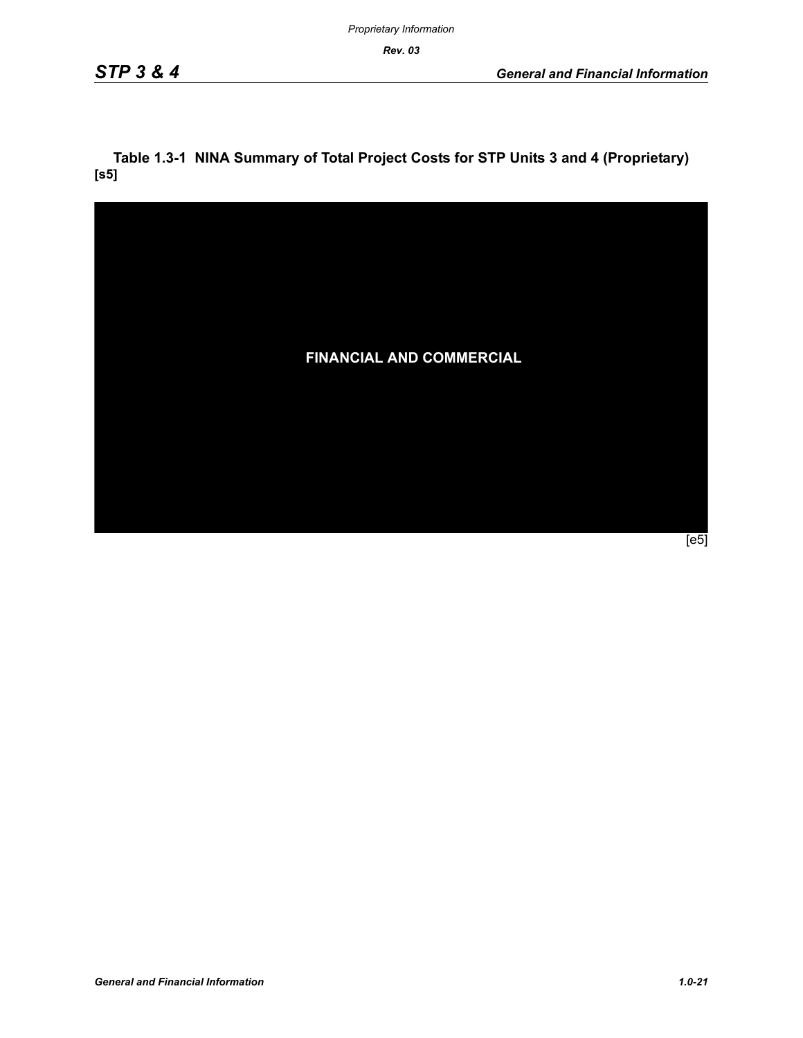**Table 1.3-1 NINA Summary of Total Project Costs for STP Units 3 and 4 (Proprietary) [s5]**

FINANCIAL AND COMMERCIAL

[e5]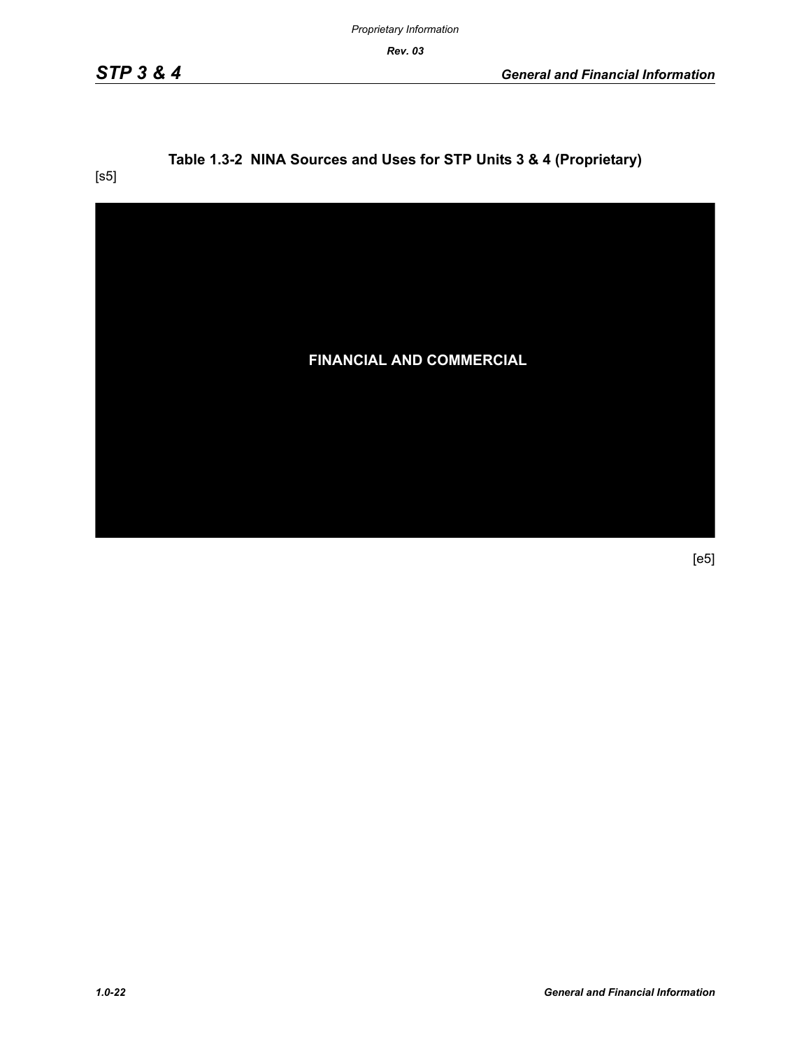**Table 1.3-2 NINA Sources and Uses for STP Units 3 & 4 (Proprietary)**

[s5]

**FINANCIAL AND COMMERCIAL**

[e5]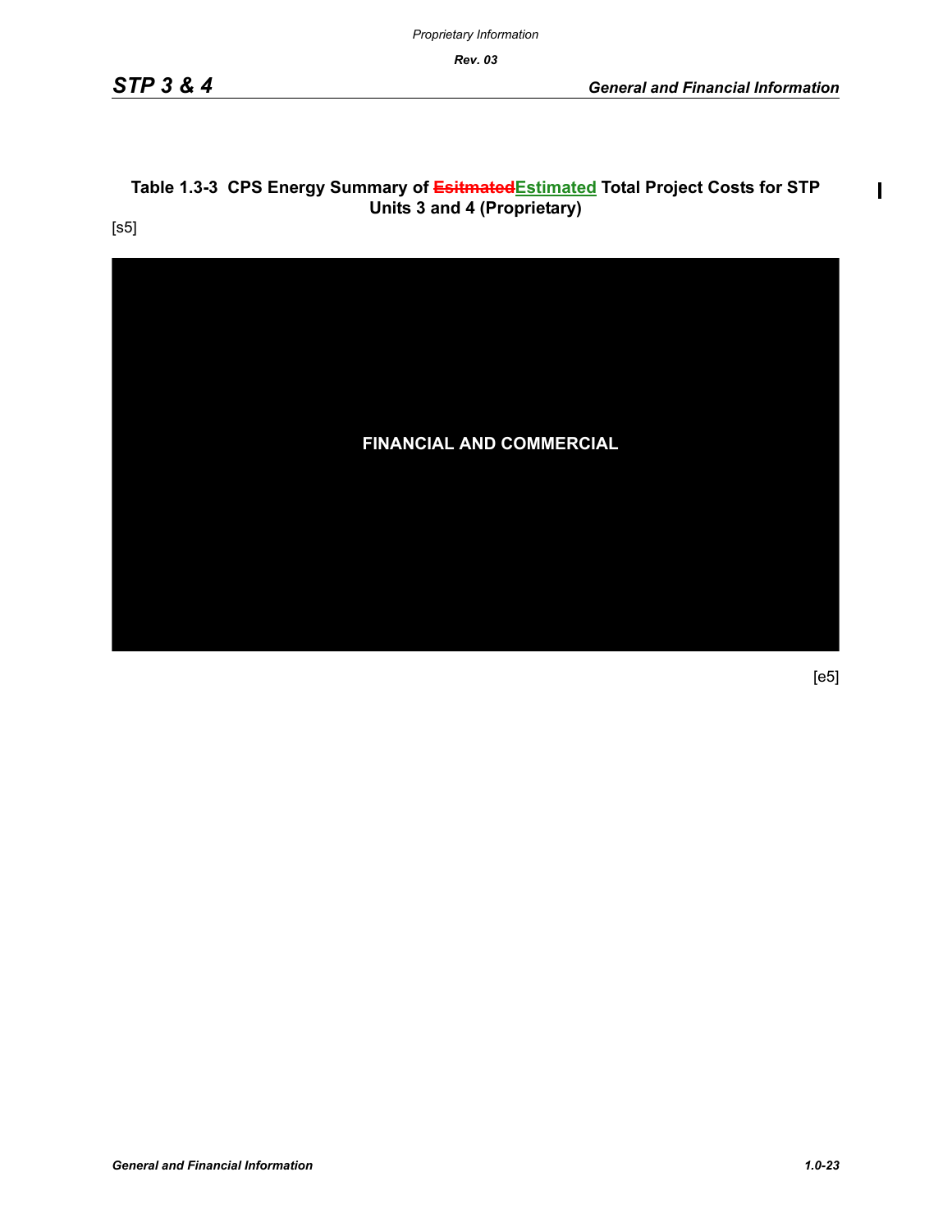**Table 1.3-3 CPS Energy Summary of ~~Esitmated~~Estimated Total Project Costs for STP Units 3 and 4 (Proprietary)**

[s5]

FINANCIAL AND COMMERCIAL

[e5]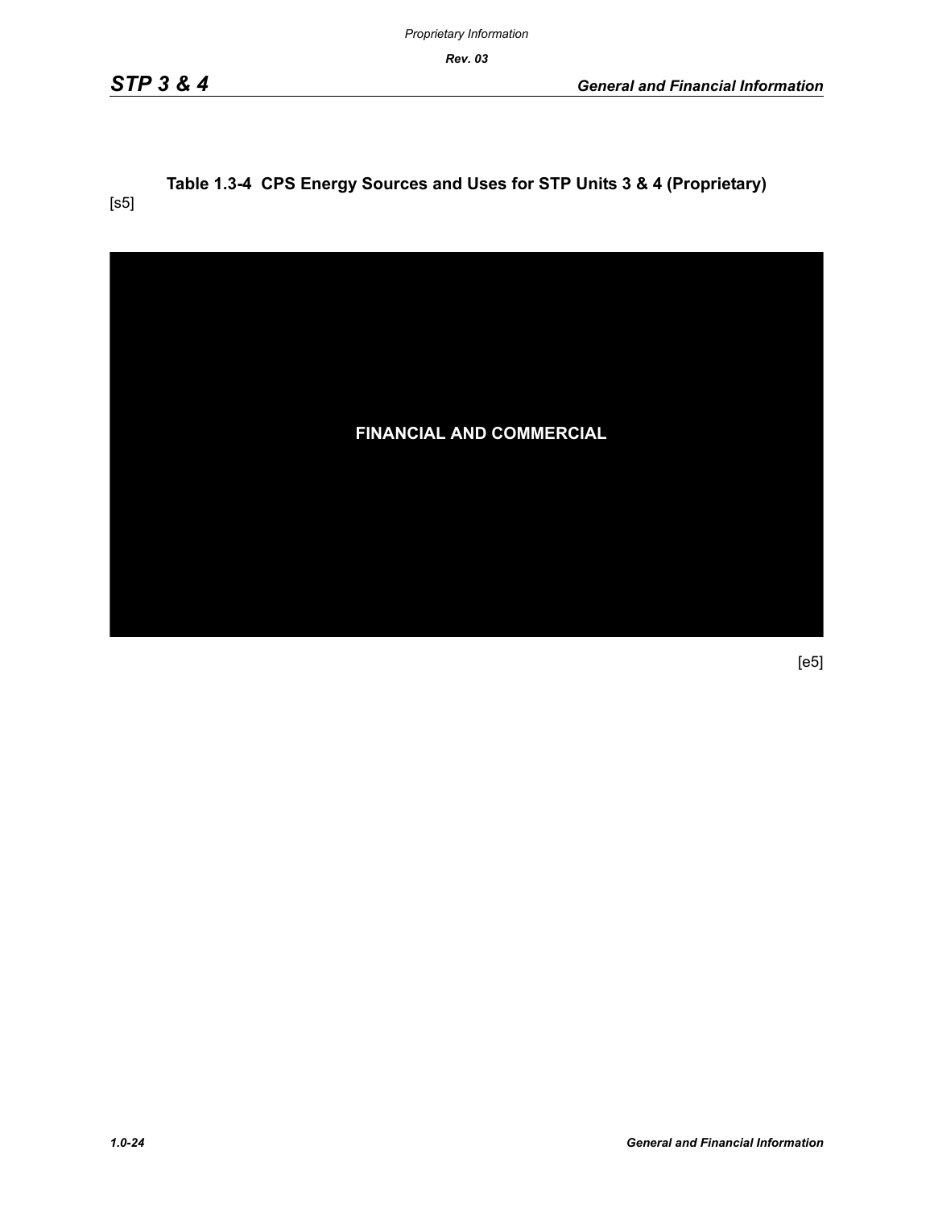**Table 1.3-4 CPS Energy Sources and Uses for STP Units 3 & 4 (Proprietary)**

[s5]

FINANCIAL AND COMMERCIAL

[e5]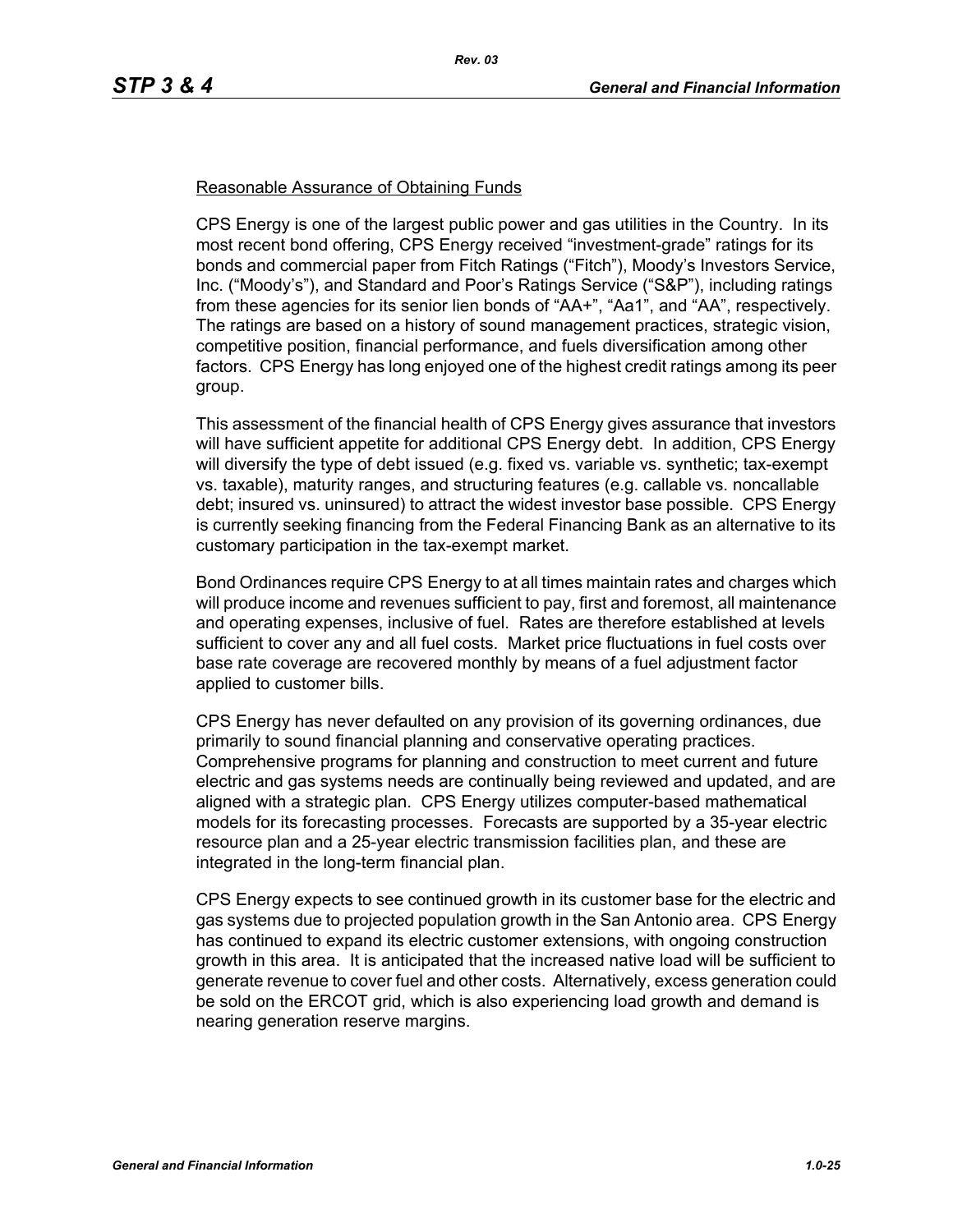Reasonable Assurance of Obtaining Funds

CPS Energy is one of the largest public power and gas utilities in the Country. In its most recent bond offering, CPS Energy received "investment-grade" ratings for its bonds and commercial paper from Fitch Ratings ("Fitch"), Moody's Investors Service, Inc. ("Moody's"), and Standard and Poor's Ratings Service ("S&P"), including ratings from these agencies for its senior lien bonds of "AA+", "Aa1", and "AA", respectively. The ratings are based on a history of sound management practices, strategic vision, competitive position, financial performance, and fuels diversification among other factors. CPS Energy has long enjoyed one of the highest credit ratings among its peer group.

This assessment of the financial health of CPS Energy gives assurance that investors will have sufficient appetite for additional CPS Energy debt. In addition, CPS Energy will diversify the type of debt issued (e.g. fixed vs. variable vs. synthetic; tax-exempt vs. taxable), maturity ranges, and structuring features (e.g. callable vs. noncallable debt; insured vs. uninsured) to attract the widest investor base possible. CPS Energy is currently seeking financing from the Federal Financing Bank as an alternative to its customary participation in the tax-exempt market.

Bond Ordinances require CPS Energy to at all times maintain rates and charges which will produce income and revenues sufficient to pay, first and foremost, all maintenance and operating expenses, inclusive of fuel. Rates are therefore established at levels sufficient to cover any and all fuel costs. Market price fluctuations in fuel costs over base rate coverage are recovered monthly by means of a fuel adjustment factor applied to customer bills.

CPS Energy has never defaulted on any provision of its governing ordinances, due primarily to sound financial planning and conservative operating practices. Comprehensive programs for planning and construction to meet current and future electric and gas systems needs are continually being reviewed and updated, and are aligned with a strategic plan. CPS Energy utilizes computer-based mathematical models for its forecasting processes. Forecasts are supported by a 35-year electric resource plan and a 25-year electric transmission facilities plan, and these are integrated in the long-term financial plan.

CPS Energy expects to see continued growth in its customer base for the electric and gas systems due to projected population growth in the San Antonio area. CPS Energy has continued to expand its electric customer extensions, with ongoing construction growth in this area. It is anticipated that the increased native load will be sufficient to generate revenue to cover fuel and other costs. Alternatively, excess generation could be sold on the ERCOT grid, which is also experiencing load growth and demand is nearing generation reserve margins.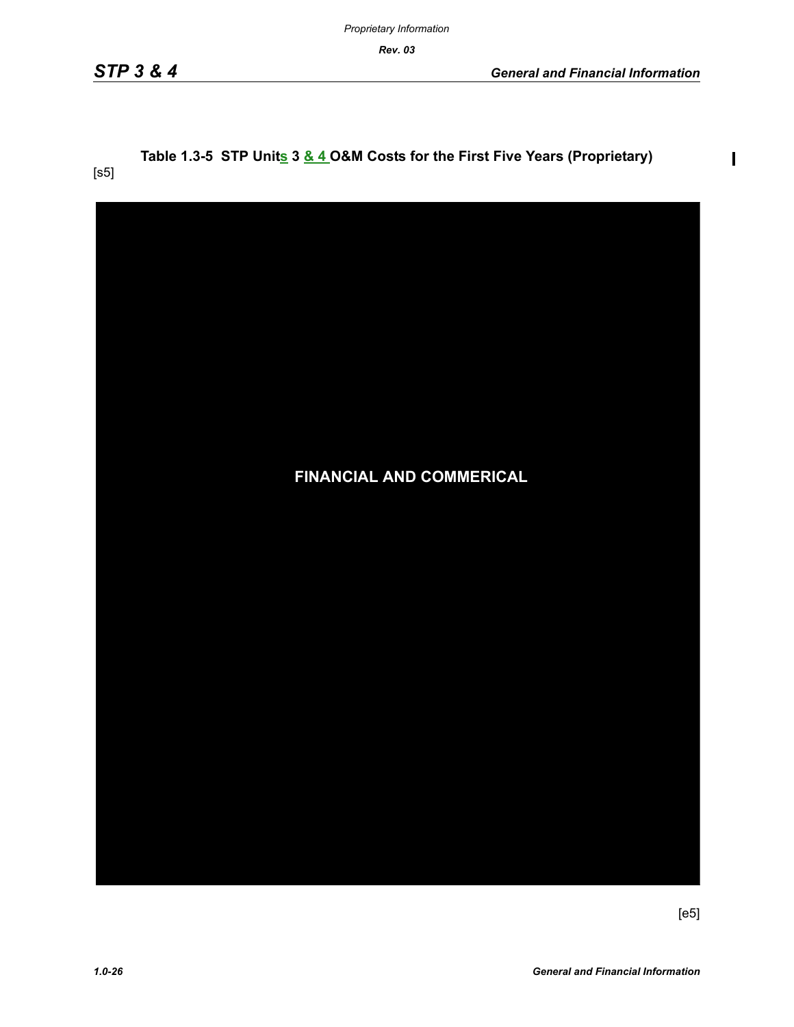**Table 1.3-5 STP Units 3 & 4 O&M Costs for the First Five Years (Proprietary)**

[s5]

FINANCIAL AND COMMERICAL

[e5]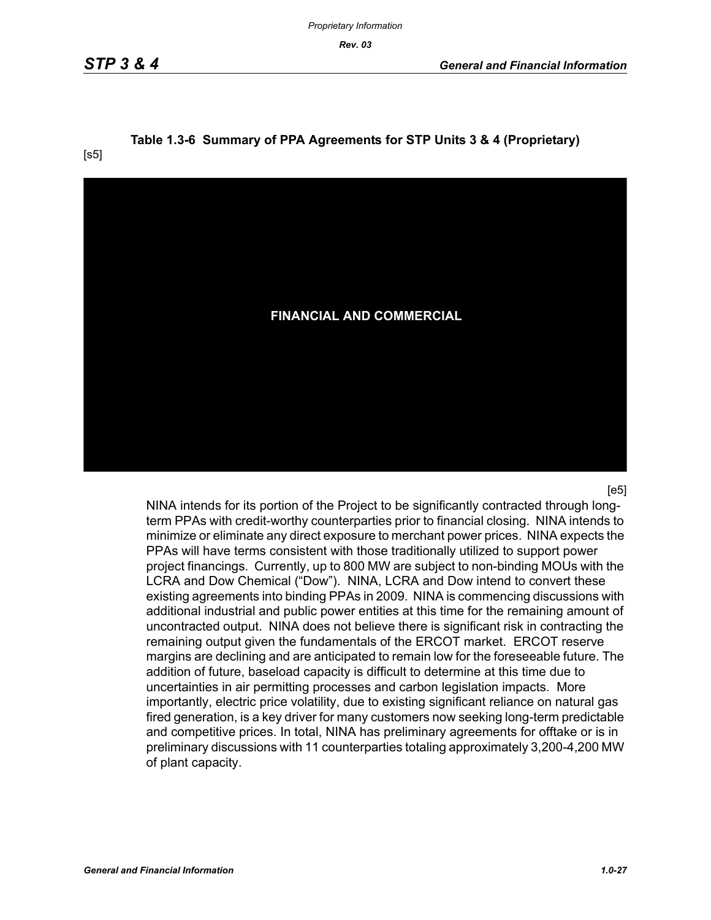**Table 1.3-6 Summary of PPA Agreements for STP Units 3 & 4 (Proprietary)**

[s5]

FINANCIAL AND COMMERCIAL

[e5]

NINA intends for its portion of the Project to be significantly contracted through long-term PPAs with credit-worthy counterparties prior to financial closing. NINA intends to minimize or eliminate any direct exposure to merchant power prices. NINA expects the PPAs will have terms consistent with those traditionally utilized to support power project financings. Currently, up to 800 MW are subject to non-binding MOUs with the LCRA and Dow Chemical ("Dow"). NINA, LCRA and Dow intend to convert these existing agreements into binding PPAs in 2009. NINA is commencing discussions with additional industrial and public power entities at this time for the remaining amount of uncontracted output. NINA does not believe there is significant risk in contracting the remaining output given the fundamentals of the ERCOT market. ERCOT reserve margins are declining and are anticipated to remain low for the foreseeable future. The addition of future, baseload capacity is difficult to determine at this time due to uncertainties in air permitting processes and carbon legislation impacts. More importantly, electric price volatility, due to existing significant reliance on natural gas fired generation, is a key driver for many customers now seeking long-term predictable and competitive prices. In total, NINA has preliminary agreements for offtake or is in preliminary discussions with 11 counterparties totaling approximately 3,200-4,200 MW of plant capacity.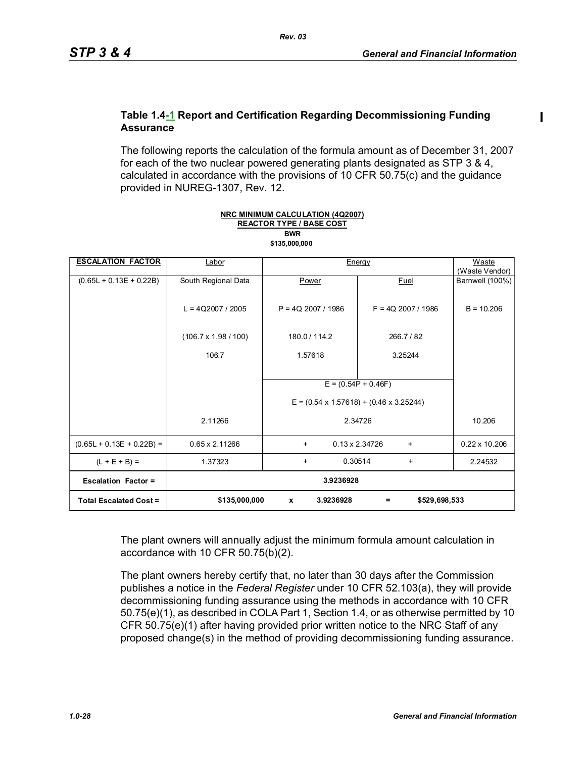### Table 1.4-1 Report and Certification Regarding Decommissioning Funding Assurance

The following reports the calculation of the formula amount as of December 31, 2007 for each of the two nuclear powered generating plants designated as STP 3 & 4, calculated in accordance with the provisions of 10 CFR 50.75(c) and the guidance provided in NUREG-1307, Rev. 12.

**NRC MINIMUM CALCULATION (4Q2007)**
**REACTOR TYPE / BASE COST**
**BWR**
**$135,000,000**

| ESCALATION FACTOR | Labor | Energy | | Waste (Waste Vendor) |
|---|---|---|---|---|
| (0.65L + 0.13E + 0.22B) | South Regional Data | Power | Fuel | Barnwell (100%) |
| | L = 4Q2007 / 2005 | P = 4Q 2007 / 1986 | F = 4Q 2007 / 1986 | B = 10.206 |
| | (106.7 x 1.98 / 100) | 180.0 / 114.2 | 266.7 / 82 | |
| | 106.7 | 1.57618 | 3.25244 | |
| | | E = (0.54P + 0.46F) | | |
| | | E = (0.54 x 1.57618) + (0.46 x 3.25244) | | |
| | 2.11266 | 2.34726 | | 10.206 |
| (0.65L + 0.13E + 0.22B) = | 0.65 x 2.11266 | + 0.13 x 2.34726 + | | 0.22 x 10.206 |
| (L + E + B) = | 1.37323 | + 0.30514 + | | 2.24532 |
| **Escalation Factor =** | **3.9236928** | | | |
| **Total Escalated Cost =** | **$135,000,000 x 3.9236928 = $529,698,533** | | | |

The plant owners will annually adjust the minimum formula amount calculation in accordance with 10 CFR 50.75(b)(2).

The plant owners hereby certify that, no later than 30 days after the Commission publishes a notice in the *Federal Register* under 10 CFR 52.103(a), they will provide decommissioning funding assurance using the methods in accordance with 10 CFR 50.75(e)(1), as described in COLA Part 1, Section 1.4, or as otherwise permitted by 10 CFR 50.75(e)(1) after having provided prior written notice to the NRC Staff of any proposed change(s) in the method of providing decommissioning funding assurance.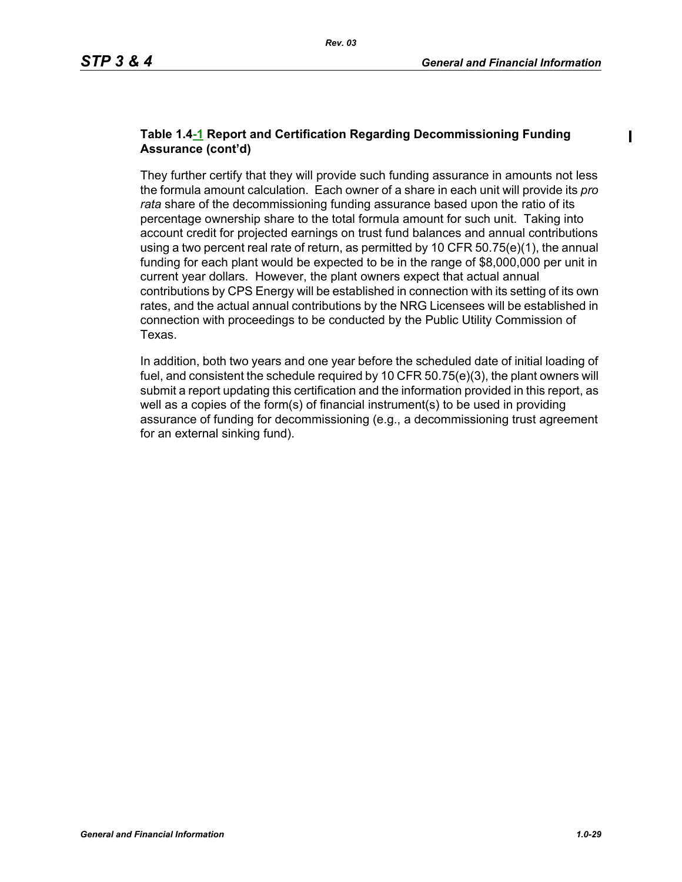**Table 1.4-1 Report and Certification Regarding Decommissioning Funding Assurance (cont'd)**

They further certify that they will provide such funding assurance in amounts not less the formula amount calculation. Each owner of a share in each unit will provide its *pro rata* share of the decommissioning funding assurance based upon the ratio of its percentage ownership share to the total formula amount for such unit. Taking into account credit for projected earnings on trust fund balances and annual contributions using a two percent real rate of return, as permitted by 10 CFR 50.75(e)(1), the annual funding for each plant would be expected to be in the range of $8,000,000 per unit in current year dollars. However, the plant owners expect that actual annual contributions by CPS Energy will be established in connection with its setting of its own rates, and the actual annual contributions by the NRG Licensees will be established in connection with proceedings to be conducted by the Public Utility Commission of Texas.

In addition, both two years and one year before the scheduled date of initial loading of fuel, and consistent the schedule required by 10 CFR 50.75(e)(3), the plant owners will submit a report updating this certification and the information provided in this report, as well as a copies of the form(s) of financial instrument(s) to be used in providing assurance of funding for decommissioning (e.g., a decommissioning trust agreement for an external sinking fund).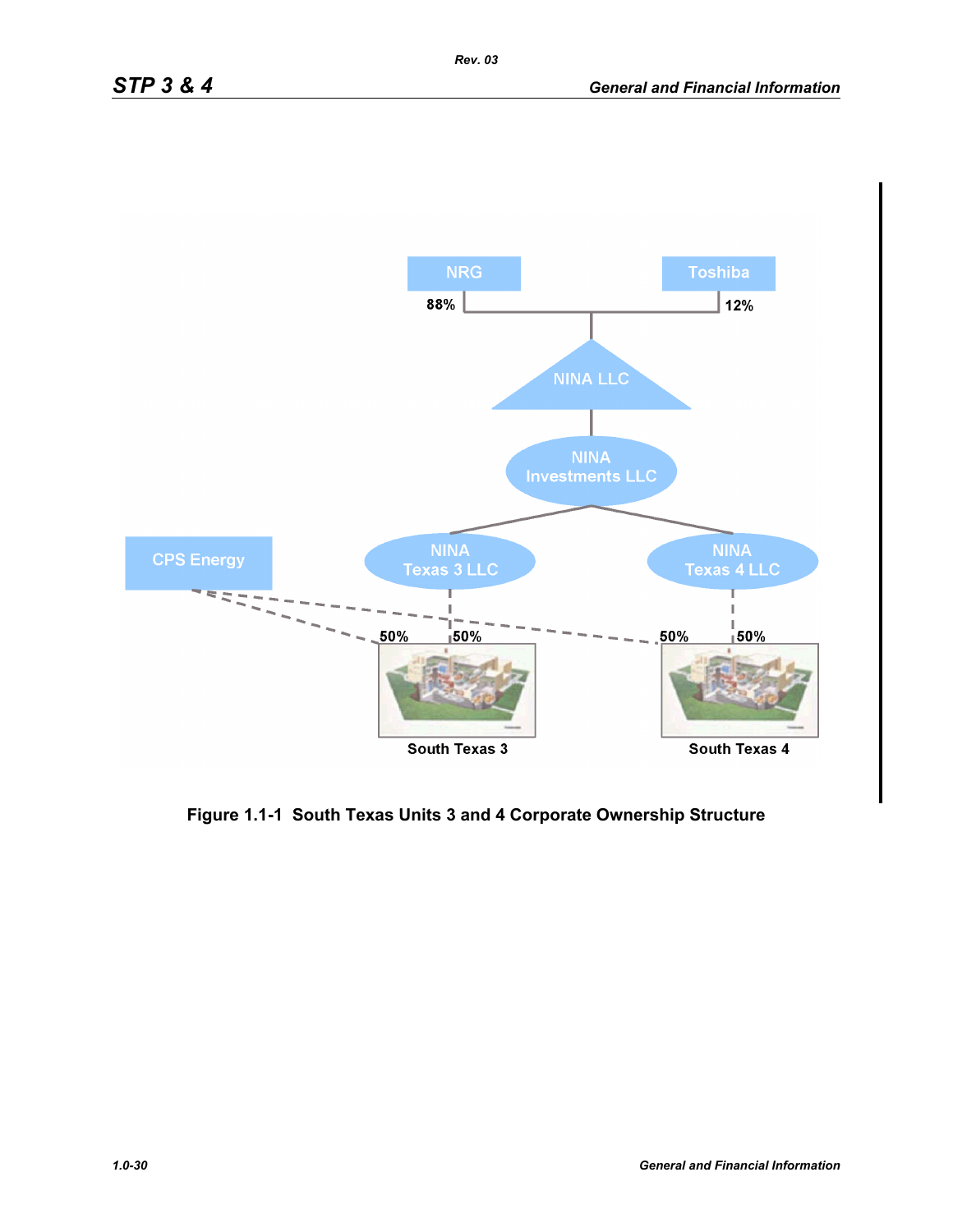NRG

Toshiba

88%

12%

NINA LLC

NINA Investments LLC

CPS Energy

NINA Texas 3 LLC

NINA Texas 4 LLC

50%

50%

50%

50%

South Texas 3

South Texas 4

**Figure 1.1-1 South Texas Units 3 and 4 Corporate Ownership Structure**